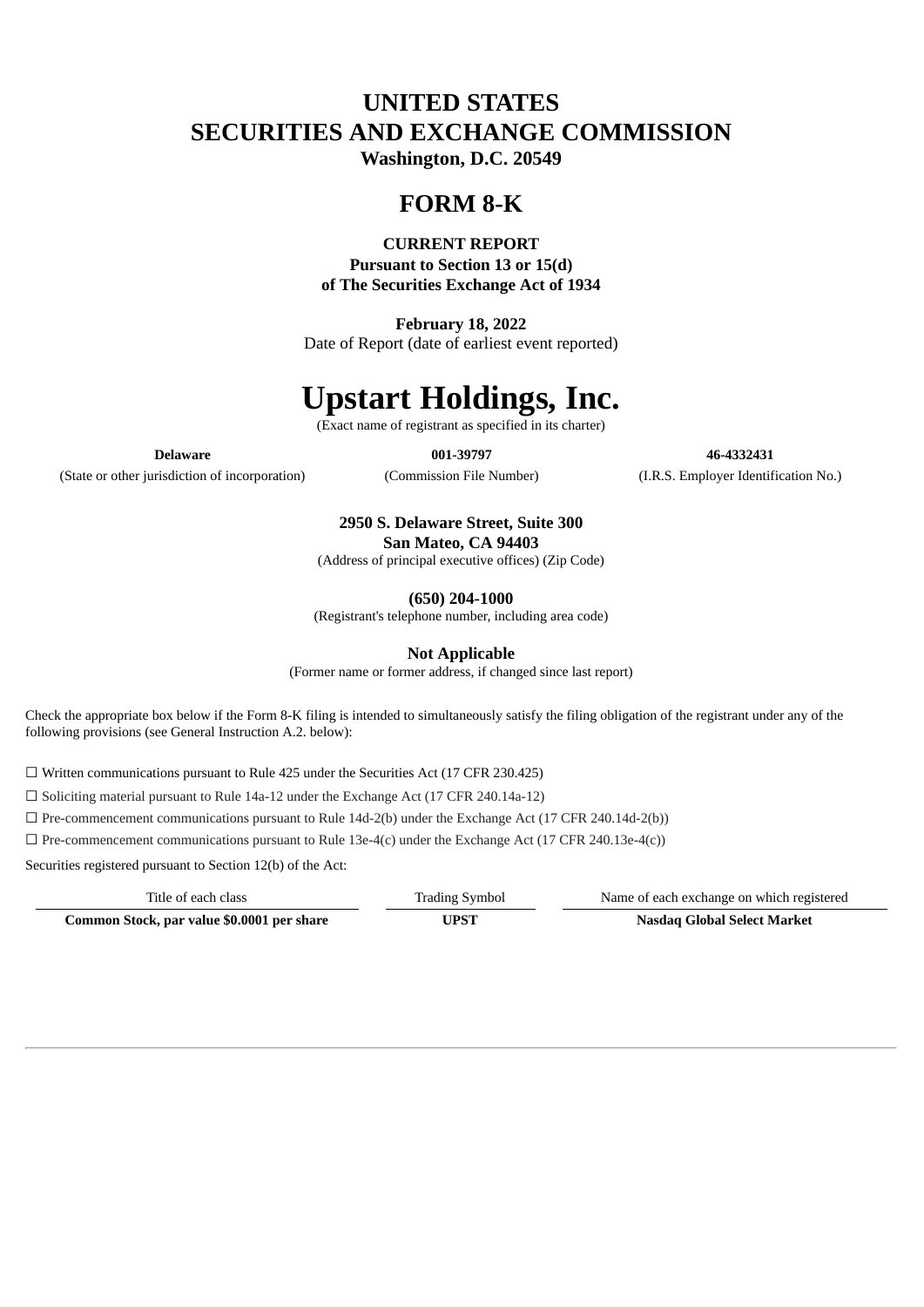# UNITED STATES
# SECURITIES AND EXCHANGE COMMISSION

**Washington, D.C. 20549**

## FORM 8-K

**CURRENT REPORT**

**Pursuant to Section 13 or 15(d)**
**of The Securities Exchange Act of 1934**

**February 18, 2022**
Date of Report (date of earliest event reported)

# Upstart Holdings, Inc.

(Exact name of registrant as specified in its charter)

| **Delaware** | **001-39797** | **46-4332431** |
|---|---|---|
| (State or other jurisdiction of incorporation) | (Commission File Number) | (I.R.S. Employer Identification No.) |

**2950 S. Delaware Street, Suite 300**
**San Mateo, CA 94403**
(Address of principal executive offices) (Zip Code)

**(650) 204-1000**
(Registrant's telephone number, including area code)

**Not Applicable**
(Former name or former address, if changed since last report)

Check the appropriate box below if the Form 8-K filing is intended to simultaneously satisfy the filing obligation of the registrant under any of the following provisions (see General Instruction A.2. below):

☐ Written communications pursuant to Rule 425 under the Securities Act (17 CFR 230.425)

☐ Soliciting material pursuant to Rule 14a-12 under the Exchange Act (17 CFR 240.14a-12)

☐ Pre-commencement communications pursuant to Rule 14d-2(b) under the Exchange Act (17 CFR 240.14d-2(b))

☐ Pre-commencement communications pursuant to Rule 13e-4(c) under the Exchange Act (17 CFR 240.13e-4(c))

Securities registered pursuant to Section 12(b) of the Act:

| Title of each class | Trading Symbol | Name of each exchange on which registered |
|---|---|---|
| **Common Stock, par value $0.0001 per share** | **UPST** | **Nasdaq Global Select Market** |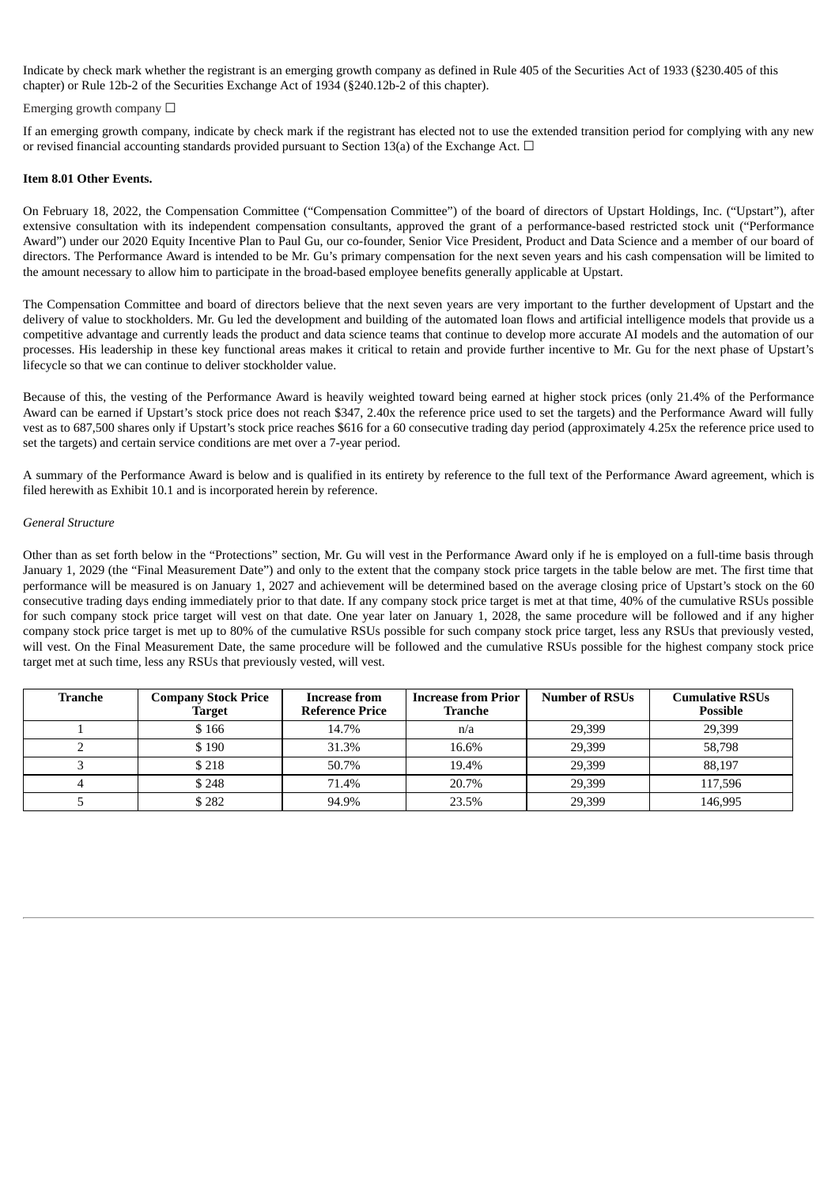Indicate by check mark whether the registrant is an emerging growth company as defined in Rule 405 of the Securities Act of 1933 (§230.405 of this chapter) or Rule 12b-2 of the Securities Exchange Act of 1934 (§240.12b-2 of this chapter).

Emerging growth company ☐

If an emerging growth company, indicate by check mark if the registrant has elected not to use the extended transition period for complying with any new or revised financial accounting standards provided pursuant to Section 13(a) of the Exchange Act. ☐

**Item 8.01 Other Events.**

On February 18, 2022, the Compensation Committee ("Compensation Committee") of the board of directors of Upstart Holdings, Inc. ("Upstart"), after extensive consultation with its independent compensation consultants, approved the grant of a performance-based restricted stock unit ("Performance Award") under our 2020 Equity Incentive Plan to Paul Gu, our co-founder, Senior Vice President, Product and Data Science and a member of our board of directors. The Performance Award is intended to be Mr. Gu's primary compensation for the next seven years and his cash compensation will be limited to the amount necessary to allow him to participate in the broad-based employee benefits generally applicable at Upstart.

The Compensation Committee and board of directors believe that the next seven years are very important to the further development of Upstart and the delivery of value to stockholders. Mr. Gu led the development and building of the automated loan flows and artificial intelligence models that provide us a competitive advantage and currently leads the product and data science teams that continue to develop more accurate AI models and the automation of our processes. His leadership in these key functional areas makes it critical to retain and provide further incentive to Mr. Gu for the next phase of Upstart's lifecycle so that we can continue to deliver stockholder value.

Because of this, the vesting of the Performance Award is heavily weighted toward being earned at higher stock prices (only 21.4% of the Performance Award can be earned if Upstart's stock price does not reach $347, 2.40x the reference price used to set the targets) and the Performance Award will fully vest as to 687,500 shares only if Upstart's stock price reaches $616 for a 60 consecutive trading day period (approximately 4.25x the reference price used to set the targets) and certain service conditions are met over a 7-year period.

A summary of the Performance Award is below and is qualified in its entirety by reference to the full text of the Performance Award agreement, which is filed herewith as Exhibit 10.1 and is incorporated herein by reference.

*General Structure*

Other than as set forth below in the "Protections" section, Mr. Gu will vest in the Performance Award only if he is employed on a full-time basis through January 1, 2029 (the "Final Measurement Date") and only to the extent that the company stock price targets in the table below are met. The first time that performance will be measured is on January 1, 2027 and achievement will be determined based on the average closing price of Upstart's stock on the 60 consecutive trading days ending immediately prior to that date. If any company stock price target is met at that time, 40% of the cumulative RSUs possible for such company stock price target will vest on that date. One year later on January 1, 2028, the same procedure will be followed and if any higher company stock price target is met up to 80% of the cumulative RSUs possible for such company stock price target, less any RSUs that previously vested, will vest. On the Final Measurement Date, the same procedure will be followed and the cumulative RSUs possible for the highest company stock price target met at such time, less any RSUs that previously vested, will vest.

| Tranche | Company Stock Price Target | Increase from Reference Price | Increase from Prior Tranche | Number of RSUs | Cumulative RSUs Possible |
|---|---|---|---|---|---|
| 1 | $ 166 | 14.7% | n/a | 29,399 | 29,399 |
| 2 | $ 190 | 31.3% | 16.6% | 29,399 | 58,798 |
| 3 | $ 218 | 50.7% | 19.4% | 29,399 | 88,197 |
| 4 | $ 248 | 71.4% | 20.7% | 29,399 | 117,596 |
| 5 | $ 282 | 94.9% | 23.5% | 29,399 | 146,995 |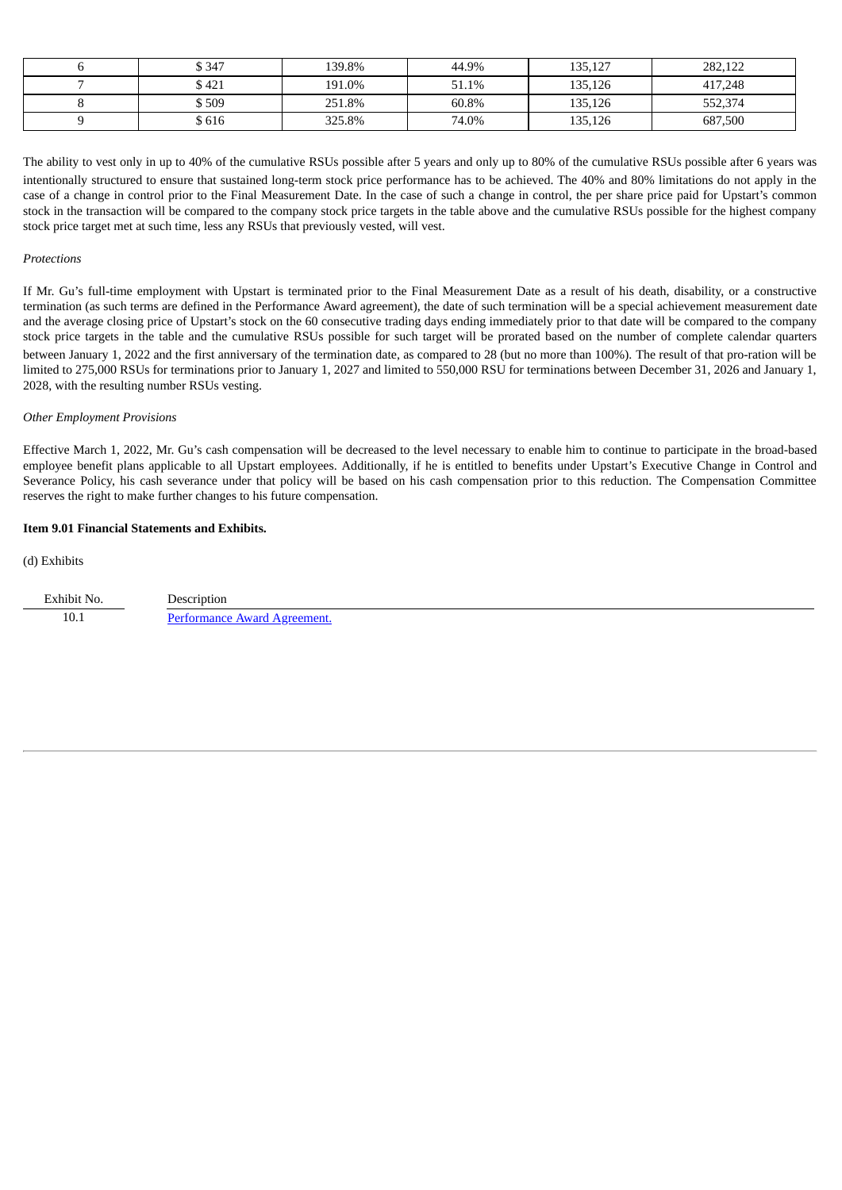| 6 | $ 347 | 139.8% | 44.9% | 135,127 | 282,122 |
|---|---|---|---|---|---|
| 7 | $ 421 | 191.0% | 51.1% | 135,126 | 417,248 |
| 8 | $ 509 | 251.8% | 60.8% | 135,126 | 552,374 |
| 9 | $ 616 | 325.8% | 74.0% | 135,126 | 687,500 |

The ability to vest only in up to 40% of the cumulative RSUs possible after 5 years and only up to 80% of the cumulative RSUs possible after 6 years was intentionally structured to ensure that sustained long-term stock price performance has to be achieved. The 40% and 80% limitations do not apply in the case of a change in control prior to the Final Measurement Date. In the case of such a change in control, the per share price paid for Upstart's common stock in the transaction will be compared to the company stock price targets in the table above and the cumulative RSUs possible for the highest company stock price target met at such time, less any RSUs that previously vested, will vest.

*Protections*

If Mr. Gu's full-time employment with Upstart is terminated prior to the Final Measurement Date as a result of his death, disability, or a constructive termination (as such terms are defined in the Performance Award agreement), the date of such termination will be a special achievement measurement date and the average closing price of Upstart's stock on the 60 consecutive trading days ending immediately prior to that date will be compared to the company stock price targets in the table and the cumulative RSUs possible for such target will be prorated based on the number of complete calendar quarters between January 1, 2022 and the first anniversary of the termination date, as compared to 28 (but no more than 100%). The result of that pro-ration will be limited to 275,000 RSUs for terminations prior to January 1, 2027 and limited to 550,000 RSU for terminations between December 31, 2026 and January 1, 2028, with the resulting number RSUs vesting.

*Other Employment Provisions*

Effective March 1, 2022, Mr. Gu's cash compensation will be decreased to the level necessary to enable him to continue to participate in the broad-based employee benefit plans applicable to all Upstart employees. Additionally, if he is entitled to benefits under Upstart's Executive Change in Control and Severance Policy, his cash severance under that policy will be based on his cash compensation prior to this reduction. The Compensation Committee reserves the right to make further changes to his future compensation.

**Item 9.01 Financial Statements and Exhibits.**

(d) Exhibits

| Exhibit No. | Description |
|---|---|
| 10.1 | Performance Award Agreement. |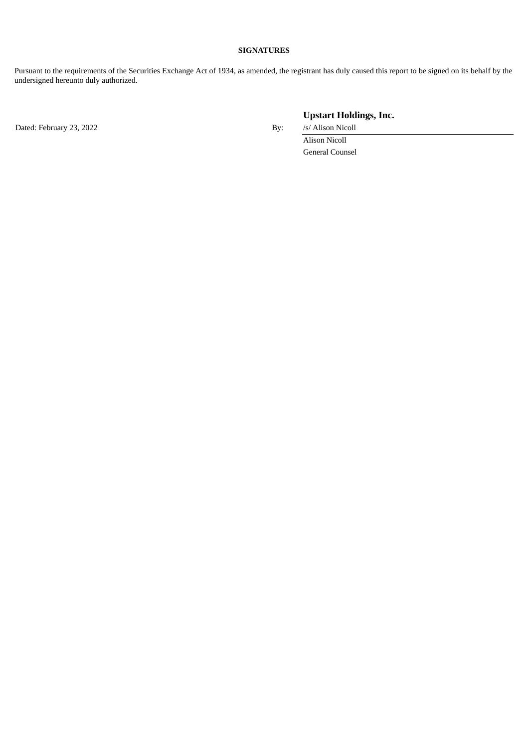**SIGNATURES**

Pursuant to the requirements of the Securities Exchange Act of 1934, as amended, the registrant has duly caused this report to be signed on its behalf by the undersigned hereunto duly authorized.

| | | **Upstart Holdings, Inc.** |
|---|---|---|
| Dated: February 23, 2022 | By: | /s/ Alison Nicoll |
| | | Alison Nicoll |
| | | General Counsel |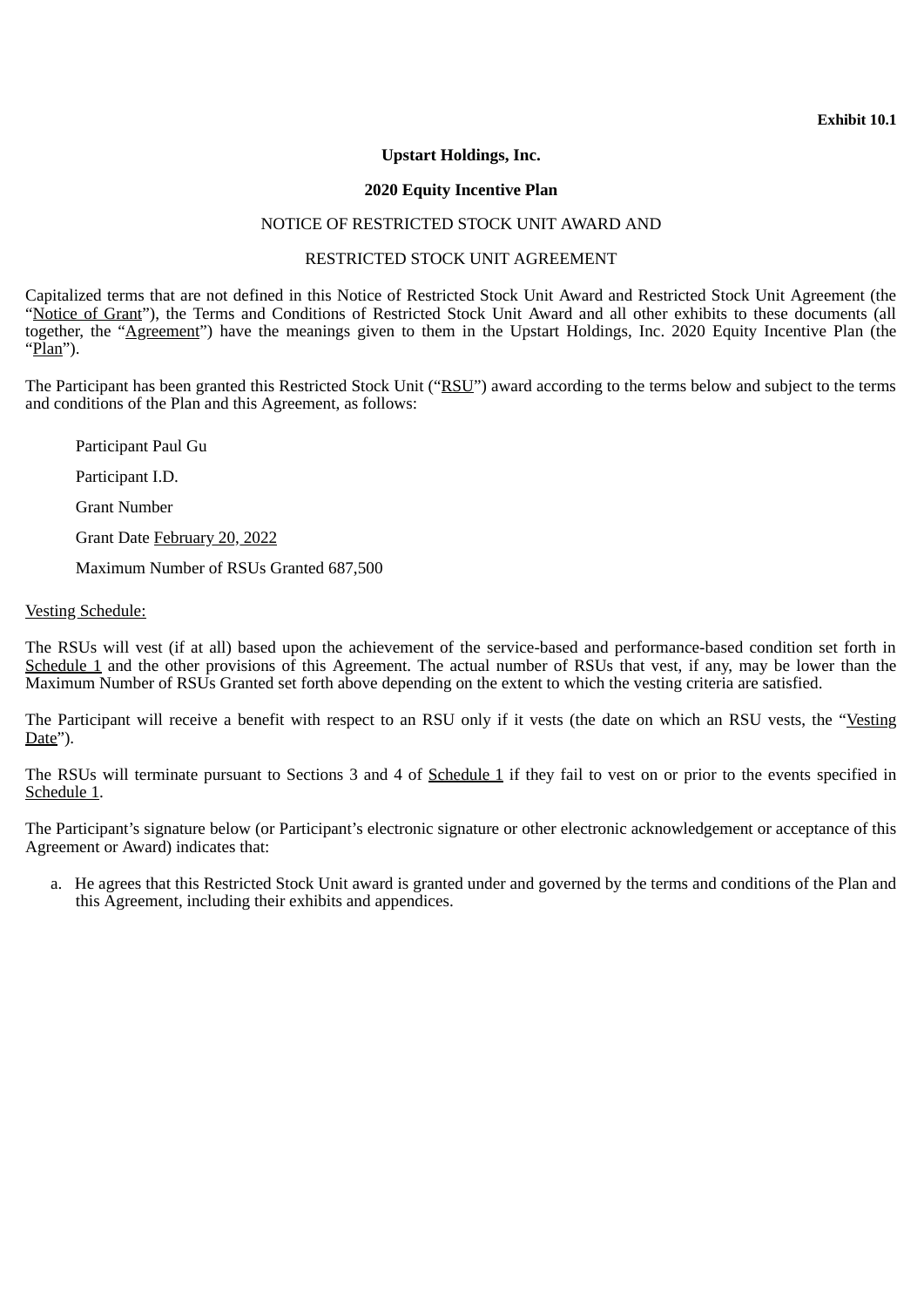**Exhibit 10.1**

**Upstart Holdings, Inc.**

**2020 Equity Incentive Plan**

NOTICE OF RESTRICTED STOCK UNIT AWARD AND

RESTRICTED STOCK UNIT AGREEMENT

Capitalized terms that are not defined in this Notice of Restricted Stock Unit Award and Restricted Stock Unit Agreement (the "Notice of Grant"), the Terms and Conditions of Restricted Stock Unit Award and all other exhibits to these documents (all together, the "Agreement") have the meanings given to them in the Upstart Holdings, Inc. 2020 Equity Incentive Plan (the "Plan").

The Participant has been granted this Restricted Stock Unit ("RSU") award according to the terms below and subject to the terms and conditions of the Plan and this Agreement, as follows:

Participant Paul Gu

Participant I.D.

Grant Number

Grant Date February 20, 2022

Maximum Number of RSUs Granted 687,500

Vesting Schedule:

The RSUs will vest (if at all) based upon the achievement of the service-based and performance-based condition set forth in Schedule 1 and the other provisions of this Agreement. The actual number of RSUs that vest, if any, may be lower than the Maximum Number of RSUs Granted set forth above depending on the extent to which the vesting criteria are satisfied.

The Participant will receive a benefit with respect to an RSU only if it vests (the date on which an RSU vests, the "Vesting Date").

The RSUs will terminate pursuant to Sections 3 and 4 of Schedule 1 if they fail to vest on or prior to the events specified in Schedule 1.

The Participant's signature below (or Participant's electronic signature or other electronic acknowledgement or acceptance of this Agreement or Award) indicates that:

a. He agrees that this Restricted Stock Unit award is granted under and governed by the terms and conditions of the Plan and this Agreement, including their exhibits and appendices.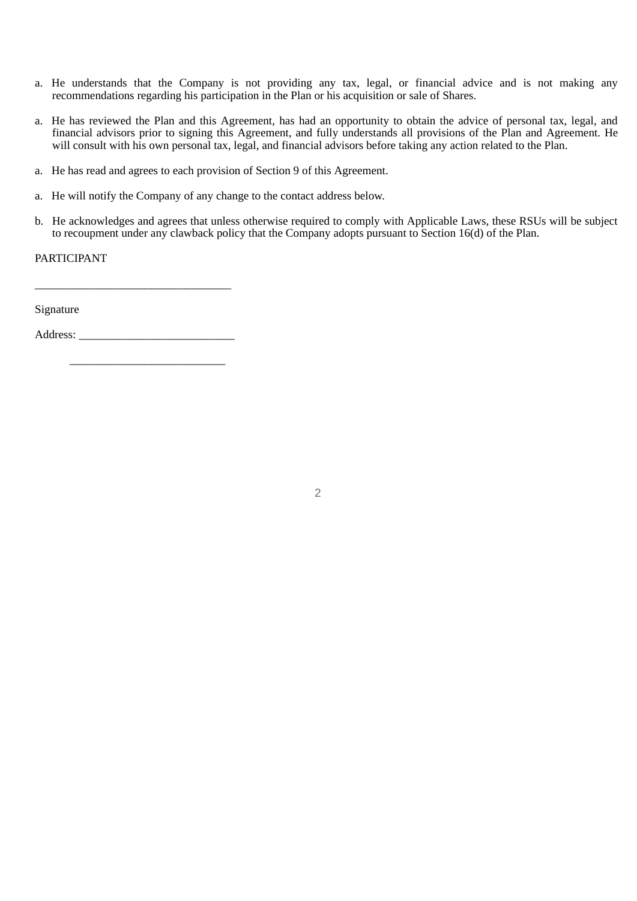a. He understands that the Company is not providing any tax, legal, or financial advice and is not making any recommendations regarding his participation in the Plan or his acquisition or sale of Shares.

a. He has reviewed the Plan and this Agreement, has had an opportunity to obtain the advice of personal tax, legal, and financial advisors prior to signing this Agreement, and fully understands all provisions of the Plan and Agreement. He will consult with his own personal tax, legal, and financial advisors before taking any action related to the Plan.

a. He has read and agrees to each provision of Section 9 of this Agreement.

a. He will notify the Company of any change to the contact address below.

b. He acknowledges and agrees that unless otherwise required to comply with Applicable Laws, these RSUs will be subject to recoupment under any clawback policy that the Company adopts pursuant to Section 16(d) of the Plan.

PARTICIPANT

_________________________________

Signature

Address: __________________________

__________________________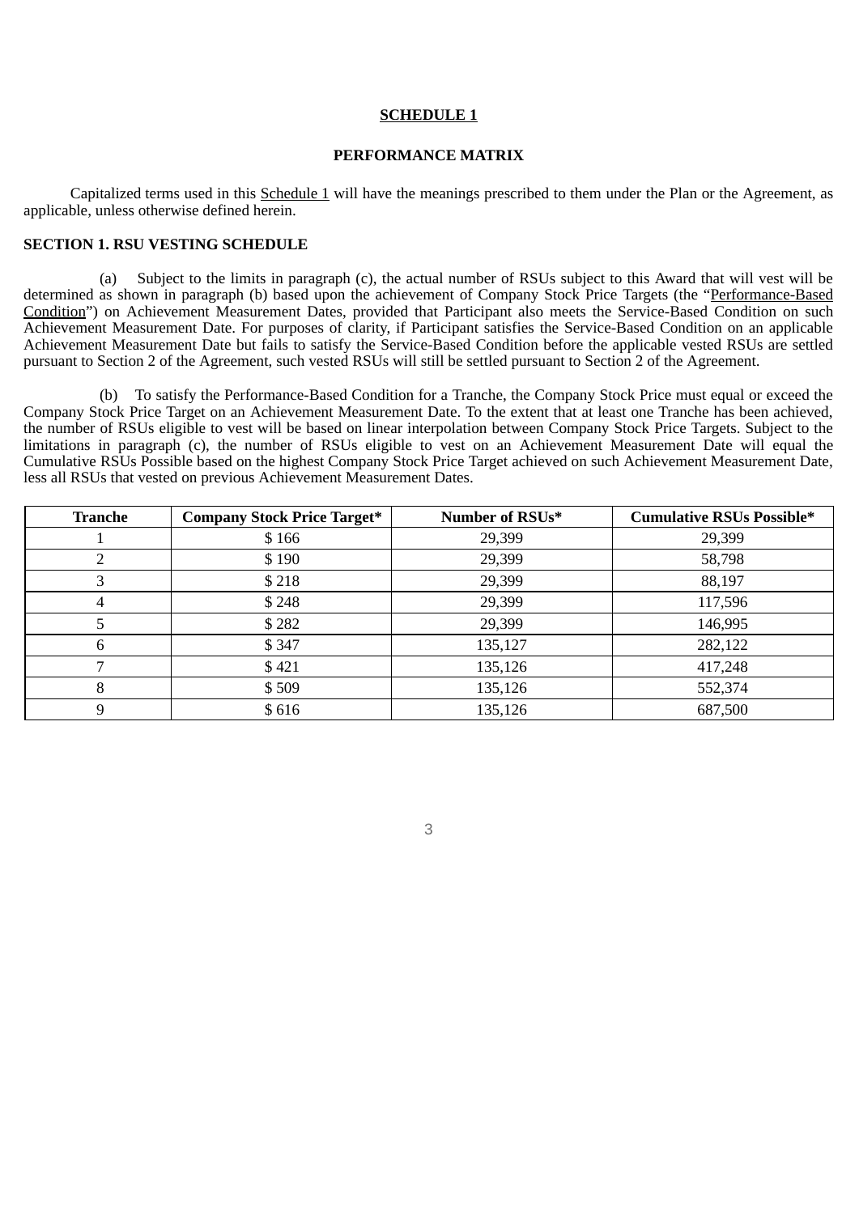**SCHEDULE 1**

**PERFORMANCE MATRIX**

Capitalized terms used in this Schedule 1 will have the meanings prescribed to them under the Plan or the Agreement, as applicable, unless otherwise defined herein.

**SECTION 1. RSU VESTING SCHEDULE**

(a) Subject to the limits in paragraph (c), the actual number of RSUs subject to this Award that will vest will be determined as shown in paragraph (b) based upon the achievement of Company Stock Price Targets (the "Performance-Based Condition") on Achievement Measurement Dates, provided that Participant also meets the Service-Based Condition on such Achievement Measurement Date. For purposes of clarity, if Participant satisfies the Service-Based Condition on an applicable Achievement Measurement Date but fails to satisfy the Service-Based Condition before the applicable vested RSUs are settled pursuant to Section 2 of the Agreement, such vested RSUs will still be settled pursuant to Section 2 of the Agreement.

(b) To satisfy the Performance-Based Condition for a Tranche, the Company Stock Price must equal or exceed the Company Stock Price Target on an Achievement Measurement Date. To the extent that at least one Tranche has been achieved, the number of RSUs eligible to vest will be based on linear interpolation between Company Stock Price Targets. Subject to the limitations in paragraph (c), the number of RSUs eligible to vest on an Achievement Measurement Date will equal the Cumulative RSUs Possible based on the highest Company Stock Price Target achieved on such Achievement Measurement Date, less all RSUs that vested on previous Achievement Measurement Dates.

| Tranche | Company Stock Price Target* | Number of RSUs* | Cumulative RSUs Possible* |
|---|---|---|---|
| 1 | $ 166 | 29,399 | 29,399 |
| 2 | $ 190 | 29,399 | 58,798 |
| 3 | $ 218 | 29,399 | 88,197 |
| 4 | $ 248 | 29,399 | 117,596 |
| 5 | $ 282 | 29,399 | 146,995 |
| 6 | $ 347 | 135,127 | 282,122 |
| 7 | $ 421 | 135,126 | 417,248 |
| 8 | $ 509 | 135,126 | 552,374 |
| 9 | $ 616 | 135,126 | 687,500 |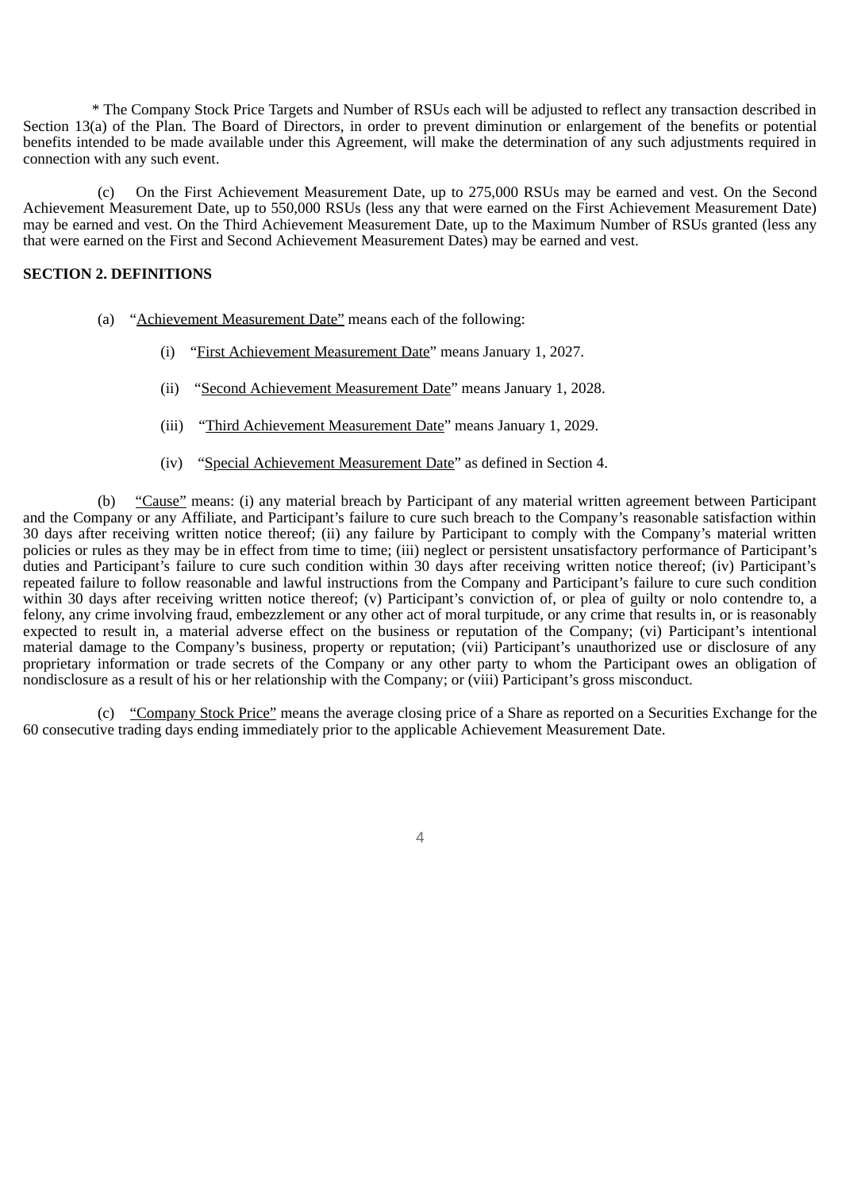\* The Company Stock Price Targets and Number of RSUs each will be adjusted to reflect any transaction described in Section 13(a) of the Plan. The Board of Directors, in order to prevent diminution or enlargement of the benefits or potential benefits intended to be made available under this Agreement, will make the determination of any such adjustments required in connection with any such event.

(c) On the First Achievement Measurement Date, up to 275,000 RSUs may be earned and vest. On the Second Achievement Measurement Date, up to 550,000 RSUs (less any that were earned on the First Achievement Measurement Date) may be earned and vest. On the Third Achievement Measurement Date, up to the Maximum Number of RSUs granted (less any that were earned on the First and Second Achievement Measurement Dates) may be earned and vest.

**SECTION 2. DEFINITIONS**

(a) "<u>Achievement Measurement Date</u>" means each of the following:

(i) "<u>First Achievement Measurement Date</u>" means January 1, 2027.

(ii) "<u>Second Achievement Measurement Date</u>" means January 1, 2028.

(iii) "<u>Third Achievement Measurement Date</u>" means January 1, 2029.

(iv) "<u>Special Achievement Measurement Date</u>" as defined in Section 4.

(b) "<u>Cause</u>" means: (i) any material breach by Participant of any material written agreement between Participant and the Company or any Affiliate, and Participant's failure to cure such breach to the Company's reasonable satisfaction within 30 days after receiving written notice thereof; (ii) any failure by Participant to comply with the Company's material written policies or rules as they may be in effect from time to time; (iii) neglect or persistent unsatisfactory performance of Participant's duties and Participant's failure to cure such condition within 30 days after receiving written notice thereof; (iv) Participant's repeated failure to follow reasonable and lawful instructions from the Company and Participant's failure to cure such condition within 30 days after receiving written notice thereof; (v) Participant's conviction of, or plea of guilty or nolo contendre to, a felony, any crime involving fraud, embezzlement or any other act of moral turpitude, or any crime that results in, or is reasonably expected to result in, a material adverse effect on the business or reputation of the Company; (vi) Participant's intentional material damage to the Company's business, property or reputation; (vii) Participant's unauthorized use or disclosure of any proprietary information or trade secrets of the Company or any other party to whom the Participant owes an obligation of nondisclosure as a result of his or her relationship with the Company; or (viii) Participant's gross misconduct.

(c) "<u>Company Stock Price</u>" means the average closing price of a Share as reported on a Securities Exchange for the 60 consecutive trading days ending immediately prior to the applicable Achievement Measurement Date.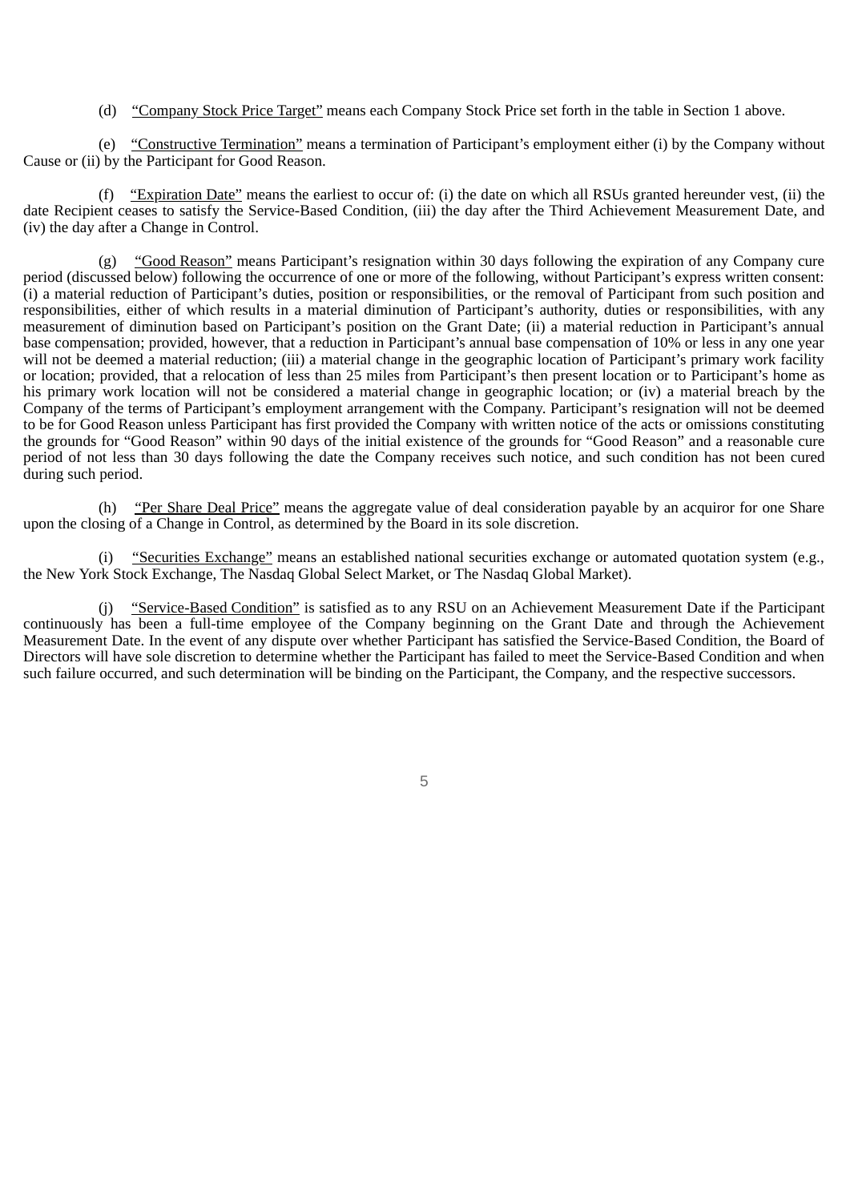(d) <u>"Company Stock Price Target"</u> means each Company Stock Price set forth in the table in Section 1 above.

(e) <u>"Constructive Termination"</u> means a termination of Participant's employment either (i) by the Company without Cause or (ii) by the Participant for Good Reason.

(f) <u>"Expiration Date"</u> means the earliest to occur of: (i) the date on which all RSUs granted hereunder vest, (ii) the date Recipient ceases to satisfy the Service-Based Condition, (iii) the day after the Third Achievement Measurement Date, and (iv) the day after a Change in Control.

(g) <u>"Good Reason"</u> means Participant's resignation within 30 days following the expiration of any Company cure period (discussed below) following the occurrence of one or more of the following, without Participant's express written consent: (i) a material reduction of Participant's duties, position or responsibilities, or the removal of Participant from such position and responsibilities, either of which results in a material diminution of Participant's authority, duties or responsibilities, with any measurement of diminution based on Participant's position on the Grant Date; (ii) a material reduction in Participant's annual base compensation; provided, however, that a reduction in Participant's annual base compensation of 10% or less in any one year will not be deemed a material reduction; (iii) a material change in the geographic location of Participant's primary work facility or location; provided, that a relocation of less than 25 miles from Participant's then present location or to Participant's home as his primary work location will not be considered a material change in geographic location; or (iv) a material breach by the Company of the terms of Participant's employment arrangement with the Company. Participant's resignation will not be deemed to be for Good Reason unless Participant has first provided the Company with written notice of the acts or omissions constituting the grounds for "Good Reason" within 90 days of the initial existence of the grounds for "Good Reason" and a reasonable cure period of not less than 30 days following the date the Company receives such notice, and such condition has not been cured during such period.

(h) <u>"Per Share Deal Price"</u> means the aggregate value of deal consideration payable by an acquiror for one Share upon the closing of a Change in Control, as determined by the Board in its sole discretion.

(i) <u>"Securities Exchange"</u> means an established national securities exchange or automated quotation system (e.g., the New York Stock Exchange, The Nasdaq Global Select Market, or The Nasdaq Global Market).

(j) <u>"Service-Based Condition"</u> is satisfied as to any RSU on an Achievement Measurement Date if the Participant continuously has been a full-time employee of the Company beginning on the Grant Date and through the Achievement Measurement Date. In the event of any dispute over whether Participant has satisfied the Service-Based Condition, the Board of Directors will have sole discretion to determine whether the Participant has failed to meet the Service-Based Condition and when such failure occurred, and such determination will be binding on the Participant, the Company, and the respective successors.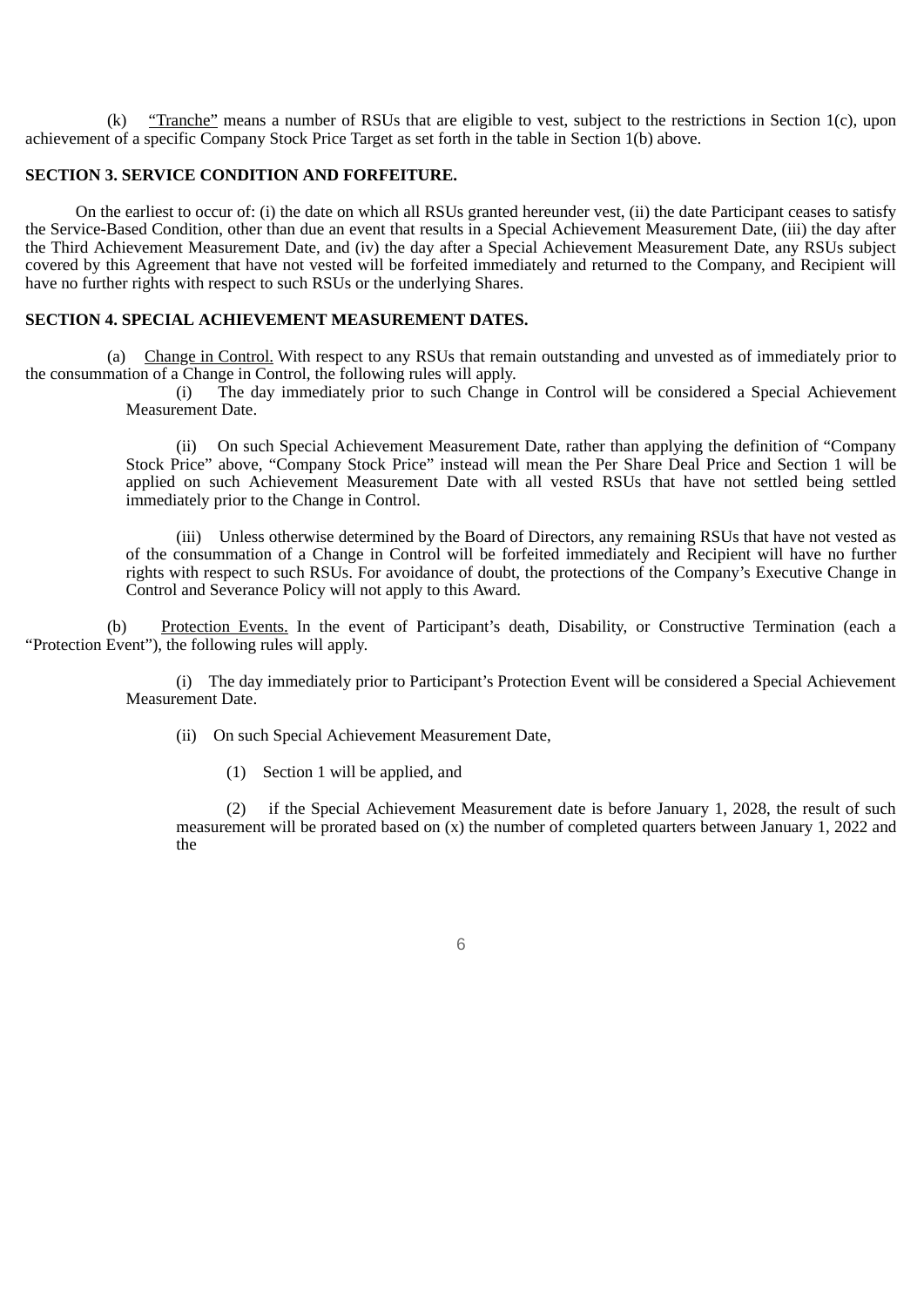(k) "Tranche" means a number of RSUs that are eligible to vest, subject to the restrictions in Section 1(c), upon achievement of a specific Company Stock Price Target as set forth in the table in Section 1(b) above.

**SECTION 3. SERVICE CONDITION AND FORFEITURE.**

On the earliest to occur of: (i) the date on which all RSUs granted hereunder vest, (ii) the date Participant ceases to satisfy the Service-Based Condition, other than due an event that results in a Special Achievement Measurement Date, (iii) the day after the Third Achievement Measurement Date, and (iv) the day after a Special Achievement Measurement Date, any RSUs subject covered by this Agreement that have not vested will be forfeited immediately and returned to the Company, and Recipient will have no further rights with respect to such RSUs or the underlying Shares.

**SECTION 4. SPECIAL ACHIEVEMENT MEASUREMENT DATES.**

(a) Change in Control. With respect to any RSUs that remain outstanding and unvested as of immediately prior to the consummation of a Change in Control, the following rules will apply.

(i) The day immediately prior to such Change in Control will be considered a Special Achievement Measurement Date.

(ii) On such Special Achievement Measurement Date, rather than applying the definition of "Company Stock Price" above, "Company Stock Price" instead will mean the Per Share Deal Price and Section 1 will be applied on such Achievement Measurement Date with all vested RSUs that have not settled being settled immediately prior to the Change in Control.

(iii) Unless otherwise determined by the Board of Directors, any remaining RSUs that have not vested as of the consummation of a Change in Control will be forfeited immediately and Recipient will have no further rights with respect to such RSUs. For avoidance of doubt, the protections of the Company's Executive Change in Control and Severance Policy will not apply to this Award.

(b) Protection Events. In the event of Participant's death, Disability, or Constructive Termination (each a "Protection Event"), the following rules will apply.

(i) The day immediately prior to Participant's Protection Event will be considered a Special Achievement Measurement Date.

(ii) On such Special Achievement Measurement Date,

(1) Section 1 will be applied, and

(2) if the Special Achievement Measurement date is before January 1, 2028, the result of such measurement will be prorated based on (x) the number of completed quarters between January 1, 2022 and the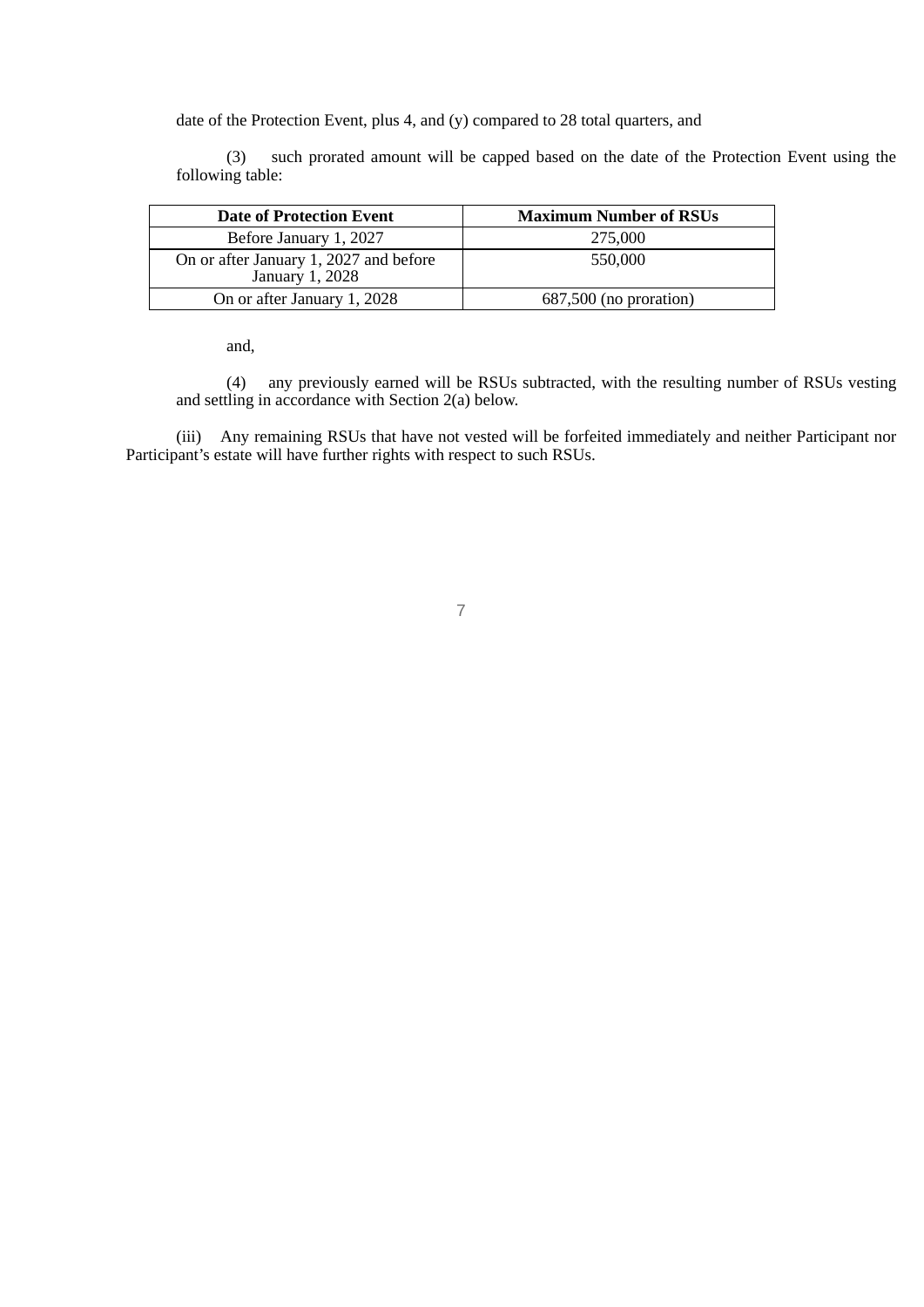date of the Protection Event, plus 4, and (y) compared to 28 total quarters, and

(3) such prorated amount will be capped based on the date of the Protection Event using the following table:

| **Date of Protection Event** | **Maximum Number of RSUs** |
| --- | --- |
| Before January 1, 2027 | 275,000 |
| On or after January 1, 2027 and before January 1, 2028 | 550,000 |
| On or after January 1, 2028 | 687,500 (no proration) |

and,

(4) any previously earned will be RSUs subtracted, with the resulting number of RSUs vesting and settling in accordance with Section 2(a) below.

(iii) Any remaining RSUs that have not vested will be forfeited immediately and neither Participant nor Participant's estate will have further rights with respect to such RSUs.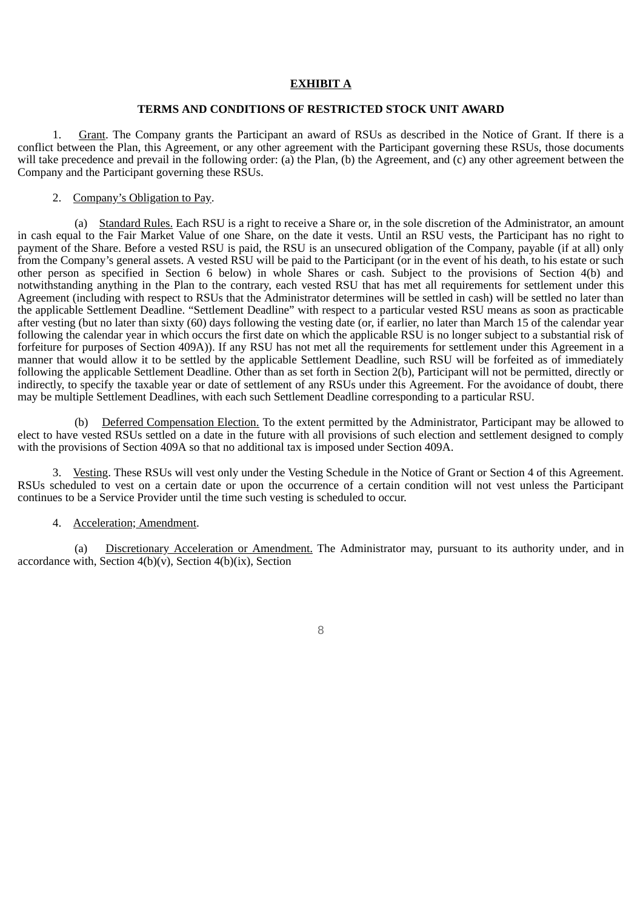**EXHIBIT A**

**TERMS AND CONDITIONS OF RESTRICTED STOCK UNIT AWARD**

1. Grant. The Company grants the Participant an award of RSUs as described in the Notice of Grant. If there is a conflict between the Plan, this Agreement, or any other agreement with the Participant governing these RSUs, those documents will take precedence and prevail in the following order: (a) the Plan, (b) the Agreement, and (c) any other agreement between the Company and the Participant governing these RSUs.

2. Company's Obligation to Pay.

(a) Standard Rules. Each RSU is a right to receive a Share or, in the sole discretion of the Administrator, an amount in cash equal to the Fair Market Value of one Share, on the date it vests. Until an RSU vests, the Participant has no right to payment of the Share. Before a vested RSU is paid, the RSU is an unsecured obligation of the Company, payable (if at all) only from the Company's general assets. A vested RSU will be paid to the Participant (or in the event of his death, to his estate or such other person as specified in Section 6 below) in whole Shares or cash. Subject to the provisions of Section 4(b) and notwithstanding anything in the Plan to the contrary, each vested RSU that has met all requirements for settlement under this Agreement (including with respect to RSUs that the Administrator determines will be settled in cash) will be settled no later than the applicable Settlement Deadline. "Settlement Deadline" with respect to a particular vested RSU means as soon as practicable after vesting (but no later than sixty (60) days following the vesting date (or, if earlier, no later than March 15 of the calendar year following the calendar year in which occurs the first date on which the applicable RSU is no longer subject to a substantial risk of forfeiture for purposes of Section 409A)). If any RSU has not met all the requirements for settlement under this Agreement in a manner that would allow it to be settled by the applicable Settlement Deadline, such RSU will be forfeited as of immediately following the applicable Settlement Deadline. Other than as set forth in Section 2(b), Participant will not be permitted, directly or indirectly, to specify the taxable year or date of settlement of any RSUs under this Agreement. For the avoidance of doubt, there may be multiple Settlement Deadlines, with each such Settlement Deadline corresponding to a particular RSU.

(b) Deferred Compensation Election. To the extent permitted by the Administrator, Participant may be allowed to elect to have vested RSUs settled on a date in the future with all provisions of such election and settlement designed to comply with the provisions of Section 409A so that no additional tax is imposed under Section 409A.

3. Vesting. These RSUs will vest only under the Vesting Schedule in the Notice of Grant or Section 4 of this Agreement. RSUs scheduled to vest on a certain date or upon the occurrence of a certain condition will not vest unless the Participant continues to be a Service Provider until the time such vesting is scheduled to occur.

4. Acceleration; Amendment.

(a) Discretionary Acceleration or Amendment. The Administrator may, pursuant to its authority under, and in accordance with, Section 4(b)(v), Section 4(b)(ix), Section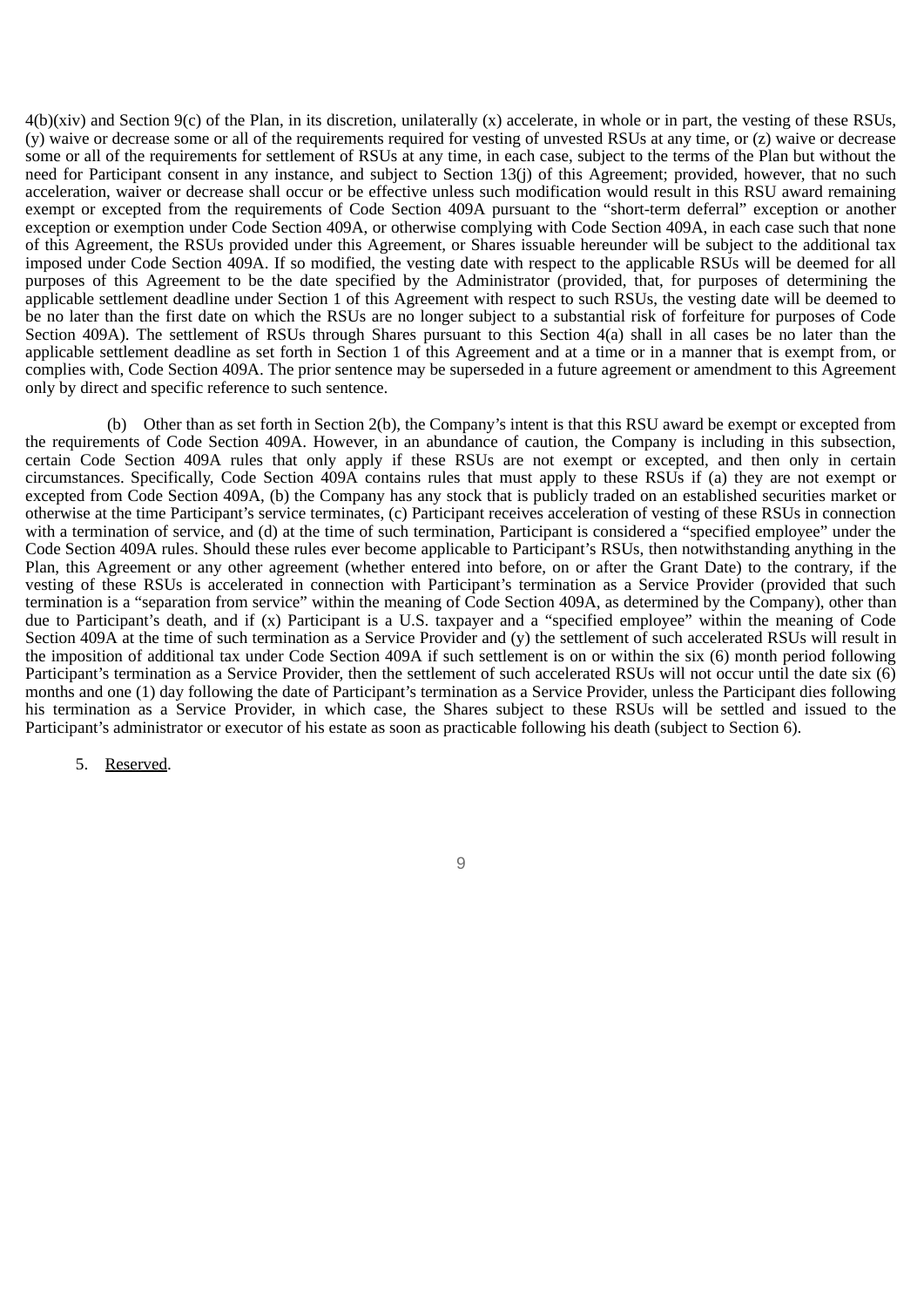4(b)(xiv) and Section 9(c) of the Plan, in its discretion, unilaterally (x) accelerate, in whole or in part, the vesting of these RSUs, (y) waive or decrease some or all of the requirements required for vesting of unvested RSUs at any time, or (z) waive or decrease some or all of the requirements for settlement of RSUs at any time, in each case, subject to the terms of the Plan but without the need for Participant consent in any instance, and subject to Section 13(j) of this Agreement; provided, however, that no such acceleration, waiver or decrease shall occur or be effective unless such modification would result in this RSU award remaining exempt or excepted from the requirements of Code Section 409A pursuant to the "short-term deferral" exception or another exception or exemption under Code Section 409A, or otherwise complying with Code Section 409A, in each case such that none of this Agreement, the RSUs provided under this Agreement, or Shares issuable hereunder will be subject to the additional tax imposed under Code Section 409A. If so modified, the vesting date with respect to the applicable RSUs will be deemed for all purposes of this Agreement to be the date specified by the Administrator (provided, that, for purposes of determining the applicable settlement deadline under Section 1 of this Agreement with respect to such RSUs, the vesting date will be deemed to be no later than the first date on which the RSUs are no longer subject to a substantial risk of forfeiture for purposes of Code Section 409A). The settlement of RSUs through Shares pursuant to this Section 4(a) shall in all cases be no later than the applicable settlement deadline as set forth in Section 1 of this Agreement and at a time or in a manner that is exempt from, or complies with, Code Section 409A. The prior sentence may be superseded in a future agreement or amendment to this Agreement only by direct and specific reference to such sentence.

(b) Other than as set forth in Section 2(b), the Company's intent is that this RSU award be exempt or excepted from the requirements of Code Section 409A. However, in an abundance of caution, the Company is including in this subsection, certain Code Section 409A rules that only apply if these RSUs are not exempt or excepted, and then only in certain circumstances. Specifically, Code Section 409A contains rules that must apply to these RSUs if (a) they are not exempt or excepted from Code Section 409A, (b) the Company has any stock that is publicly traded on an established securities market or otherwise at the time Participant's service terminates, (c) Participant receives acceleration of vesting of these RSUs in connection with a termination of service, and (d) at the time of such termination, Participant is considered a "specified employee" under the Code Section 409A rules. Should these rules ever become applicable to Participant's RSUs, then notwithstanding anything in the Plan, this Agreement or any other agreement (whether entered into before, on or after the Grant Date) to the contrary, if the vesting of these RSUs is accelerated in connection with Participant's termination as a Service Provider (provided that such termination is a "separation from service" within the meaning of Code Section 409A, as determined by the Company), other than due to Participant's death, and if (x) Participant is a U.S. taxpayer and a "specified employee" within the meaning of Code Section 409A at the time of such termination as a Service Provider and (y) the settlement of such accelerated RSUs will result in the imposition of additional tax under Code Section 409A if such settlement is on or within the six (6) month period following Participant's termination as a Service Provider, then the settlement of such accelerated RSUs will not occur until the date six (6) months and one (1) day following the date of Participant's termination as a Service Provider, unless the Participant dies following his termination as a Service Provider, in which case, the Shares subject to these RSUs will be settled and issued to the Participant's administrator or executor of his estate as soon as practicable following his death (subject to Section 6).

5. Reserved.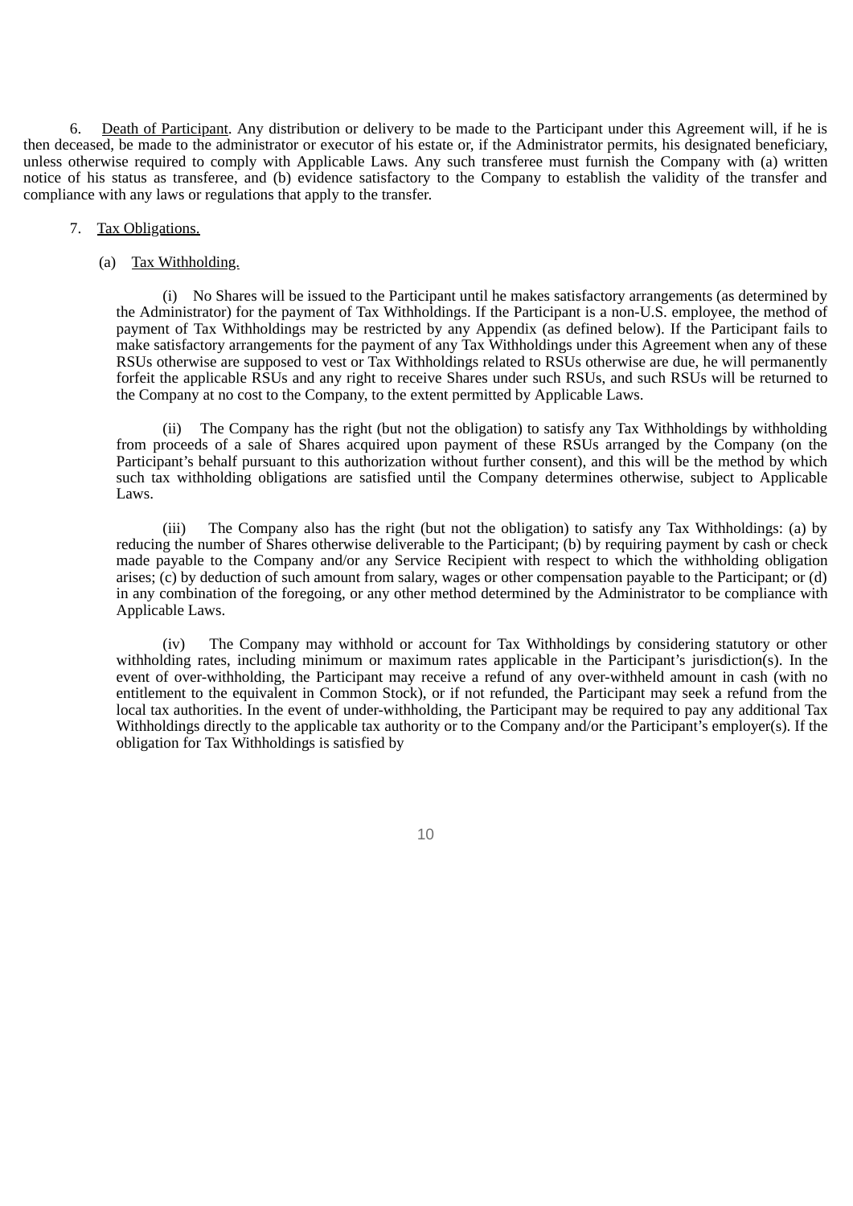6. Death of Participant. Any distribution or delivery to be made to the Participant under this Agreement will, if he is then deceased, be made to the administrator or executor of his estate or, if the Administrator permits, his designated beneficiary, unless otherwise required to comply with Applicable Laws. Any such transferee must furnish the Company with (a) written notice of his status as transferee, and (b) evidence satisfactory to the Company to establish the validity of the transfer and compliance with any laws or regulations that apply to the transfer.

7. Tax Obligations.

(a) Tax Withholding.

(i) No Shares will be issued to the Participant until he makes satisfactory arrangements (as determined by the Administrator) for the payment of Tax Withholdings. If the Participant is a non-U.S. employee, the method of payment of Tax Withholdings may be restricted by any Appendix (as defined below). If the Participant fails to make satisfactory arrangements for the payment of any Tax Withholdings under this Agreement when any of these RSUs otherwise are supposed to vest or Tax Withholdings related to RSUs otherwise are due, he will permanently forfeit the applicable RSUs and any right to receive Shares under such RSUs, and such RSUs will be returned to the Company at no cost to the Company, to the extent permitted by Applicable Laws.

(ii) The Company has the right (but not the obligation) to satisfy any Tax Withholdings by withholding from proceeds of a sale of Shares acquired upon payment of these RSUs arranged by the Company (on the Participant's behalf pursuant to this authorization without further consent), and this will be the method by which such tax withholding obligations are satisfied until the Company determines otherwise, subject to Applicable Laws.

(iii) The Company also has the right (but not the obligation) to satisfy any Tax Withholdings: (a) by reducing the number of Shares otherwise deliverable to the Participant; (b) by requiring payment by cash or check made payable to the Company and/or any Service Recipient with respect to which the withholding obligation arises; (c) by deduction of such amount from salary, wages or other compensation payable to the Participant; or (d) in any combination of the foregoing, or any other method determined by the Administrator to be compliance with Applicable Laws.

(iv) The Company may withhold or account for Tax Withholdings by considering statutory or other withholding rates, including minimum or maximum rates applicable in the Participant's jurisdiction(s). In the event of over-withholding, the Participant may receive a refund of any over-withheld amount in cash (with no entitlement to the equivalent in Common Stock), or if not refunded, the Participant may seek a refund from the local tax authorities. In the event of under-withholding, the Participant may be required to pay any additional Tax Withholdings directly to the applicable tax authority or to the Company and/or the Participant's employer(s). If the obligation for Tax Withholdings is satisfied by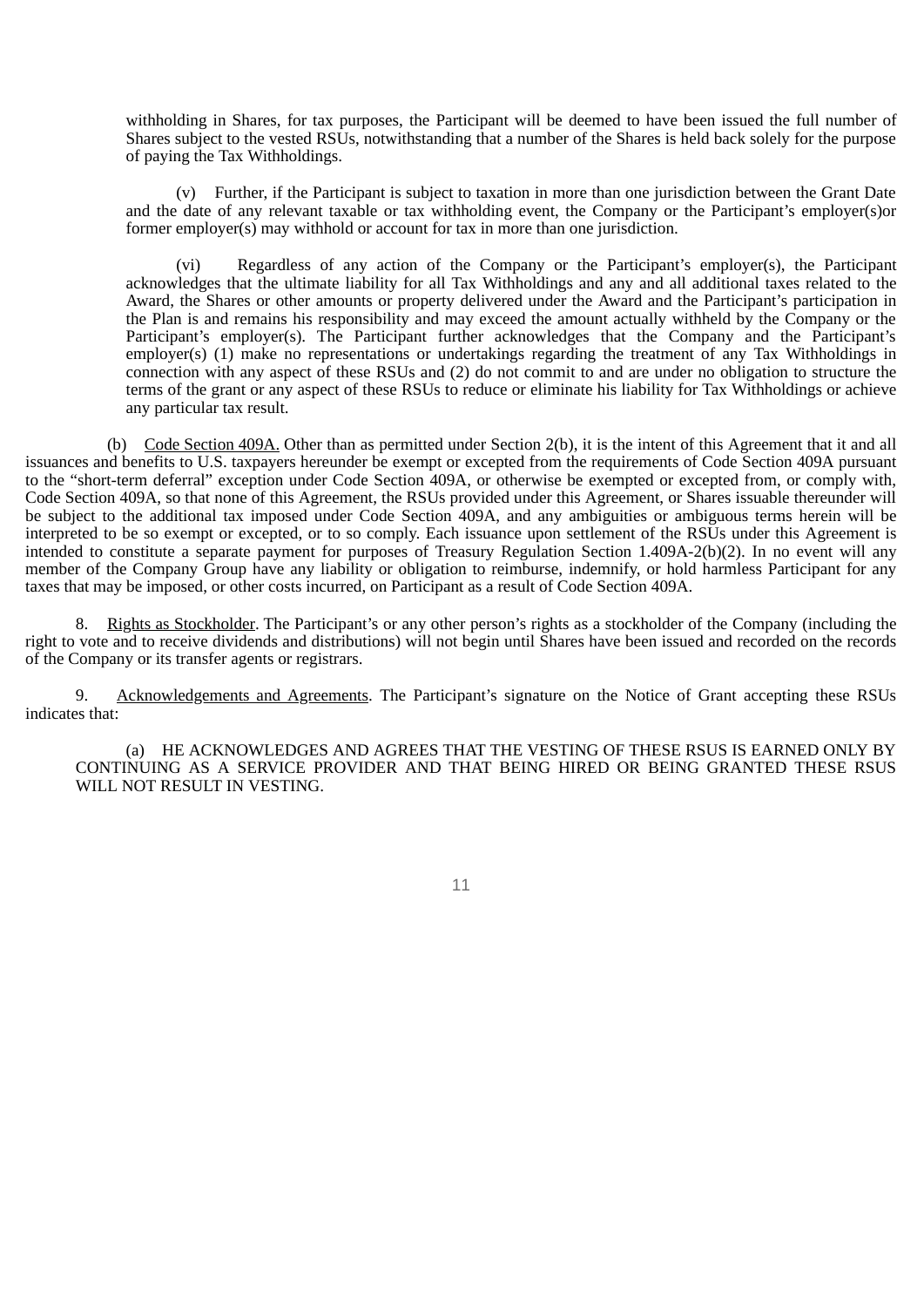withholding in Shares, for tax purposes, the Participant will be deemed to have been issued the full number of Shares subject to the vested RSUs, notwithstanding that a number of the Shares is held back solely for the purpose of paying the Tax Withholdings.

(v) Further, if the Participant is subject to taxation in more than one jurisdiction between the Grant Date and the date of any relevant taxable or tax withholding event, the Company or the Participant's employer(s)or former employer(s) may withhold or account for tax in more than one jurisdiction.

(vi) Regardless of any action of the Company or the Participant's employer(s), the Participant acknowledges that the ultimate liability for all Tax Withholdings and any and all additional taxes related to the Award, the Shares or other amounts or property delivered under the Award and the Participant's participation in the Plan is and remains his responsibility and may exceed the amount actually withheld by the Company or the Participant's employer(s). The Participant further acknowledges that the Company and the Participant's employer(s) (1) make no representations or undertakings regarding the treatment of any Tax Withholdings in connection with any aspect of these RSUs and (2) do not commit to and are under no obligation to structure the terms of the grant or any aspect of these RSUs to reduce or eliminate his liability for Tax Withholdings or achieve any particular tax result.

(b) Code Section 409A. Other than as permitted under Section 2(b), it is the intent of this Agreement that it and all issuances and benefits to U.S. taxpayers hereunder be exempt or excepted from the requirements of Code Section 409A pursuant to the "short-term deferral" exception under Code Section 409A, or otherwise be exempted or excepted from, or comply with, Code Section 409A, so that none of this Agreement, the RSUs provided under this Agreement, or Shares issuable thereunder will be subject to the additional tax imposed under Code Section 409A, and any ambiguities or ambiguous terms herein will be interpreted to be so exempt or excepted, or to so comply. Each issuance upon settlement of the RSUs under this Agreement is intended to constitute a separate payment for purposes of Treasury Regulation Section 1.409A-2(b)(2). In no event will any member of the Company Group have any liability or obligation to reimburse, indemnify, or hold harmless Participant for any taxes that may be imposed, or other costs incurred, on Participant as a result of Code Section 409A.

8. Rights as Stockholder. The Participant's or any other person's rights as a stockholder of the Company (including the right to vote and to receive dividends and distributions) will not begin until Shares have been issued and recorded on the records of the Company or its transfer agents or registrars.

9. Acknowledgements and Agreements. The Participant's signature on the Notice of Grant accepting these RSUs indicates that:

(a) HE ACKNOWLEDGES AND AGREES THAT THE VESTING OF THESE RSUS IS EARNED ONLY BY CONTINUING AS A SERVICE PROVIDER AND THAT BEING HIRED OR BEING GRANTED THESE RSUS WILL NOT RESULT IN VESTING.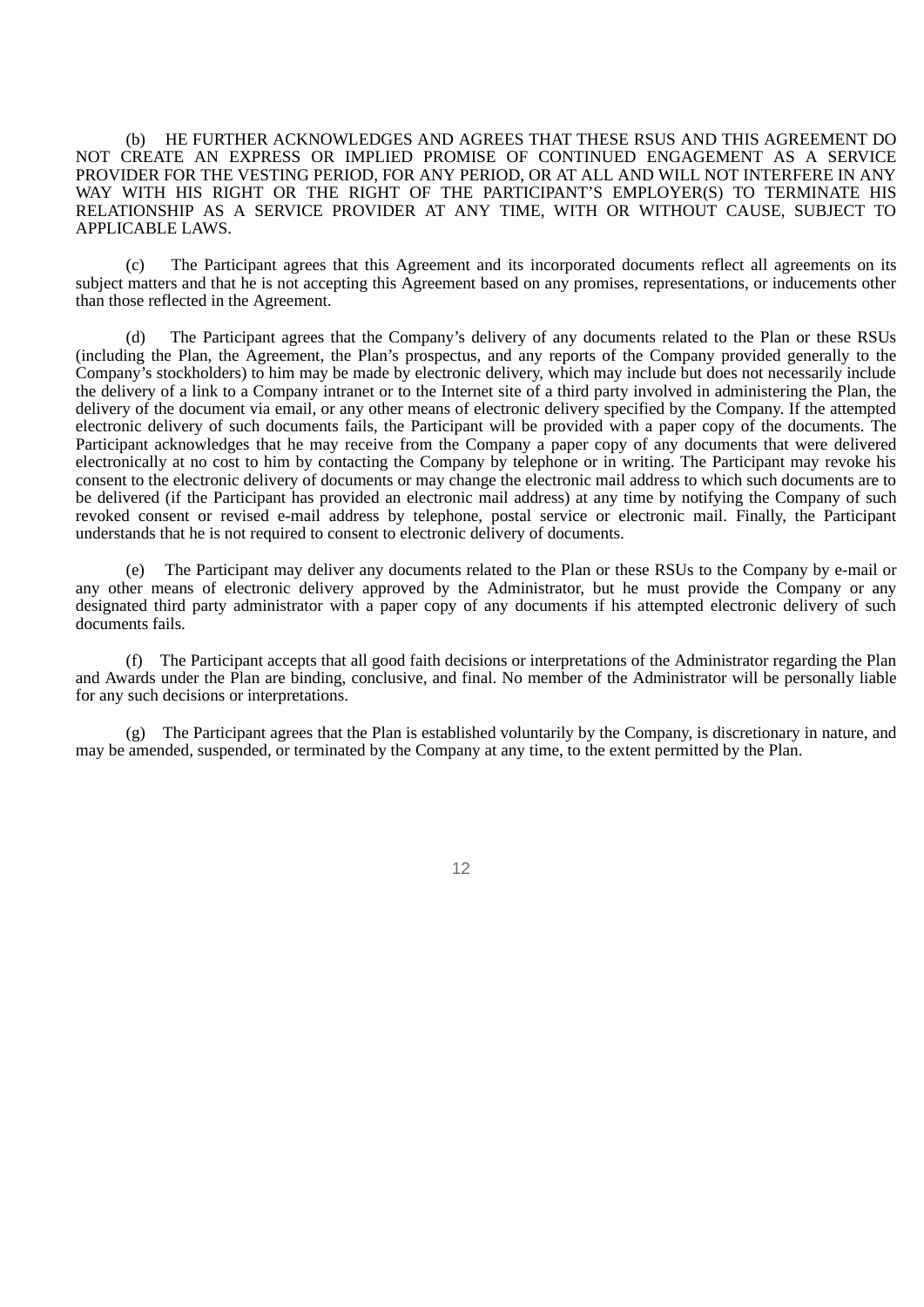(b) HE FURTHER ACKNOWLEDGES AND AGREES THAT THESE RSUS AND THIS AGREEMENT DO NOT CREATE AN EXPRESS OR IMPLIED PROMISE OF CONTINUED ENGAGEMENT AS A SERVICE PROVIDER FOR THE VESTING PERIOD, FOR ANY PERIOD, OR AT ALL AND WILL NOT INTERFERE IN ANY WAY WITH HIS RIGHT OR THE RIGHT OF THE PARTICIPANT'S EMPLOYER(S) TO TERMINATE HIS RELATIONSHIP AS A SERVICE PROVIDER AT ANY TIME, WITH OR WITHOUT CAUSE, SUBJECT TO APPLICABLE LAWS.

(c) The Participant agrees that this Agreement and its incorporated documents reflect all agreements on its subject matters and that he is not accepting this Agreement based on any promises, representations, or inducements other than those reflected in the Agreement.

(d) The Participant agrees that the Company's delivery of any documents related to the Plan or these RSUs (including the Plan, the Agreement, the Plan's prospectus, and any reports of the Company provided generally to the Company's stockholders) to him may be made by electronic delivery, which may include but does not necessarily include the delivery of a link to a Company intranet or to the Internet site of a third party involved in administering the Plan, the delivery of the document via email, or any other means of electronic delivery specified by the Company. If the attempted electronic delivery of such documents fails, the Participant will be provided with a paper copy of the documents. The Participant acknowledges that he may receive from the Company a paper copy of any documents that were delivered electronically at no cost to him by contacting the Company by telephone or in writing. The Participant may revoke his consent to the electronic delivery of documents or may change the electronic mail address to which such documents are to be delivered (if the Participant has provided an electronic mail address) at any time by notifying the Company of such revoked consent or revised e-mail address by telephone, postal service or electronic mail. Finally, the Participant understands that he is not required to consent to electronic delivery of documents.

(e) The Participant may deliver any documents related to the Plan or these RSUs to the Company by e-mail or any other means of electronic delivery approved by the Administrator, but he must provide the Company or any designated third party administrator with a paper copy of any documents if his attempted electronic delivery of such documents fails.

(f) The Participant accepts that all good faith decisions or interpretations of the Administrator regarding the Plan and Awards under the Plan are binding, conclusive, and final. No member of the Administrator will be personally liable for any such decisions or interpretations.

(g) The Participant agrees that the Plan is established voluntarily by the Company, is discretionary in nature, and may be amended, suspended, or terminated by the Company at any time, to the extent permitted by the Plan.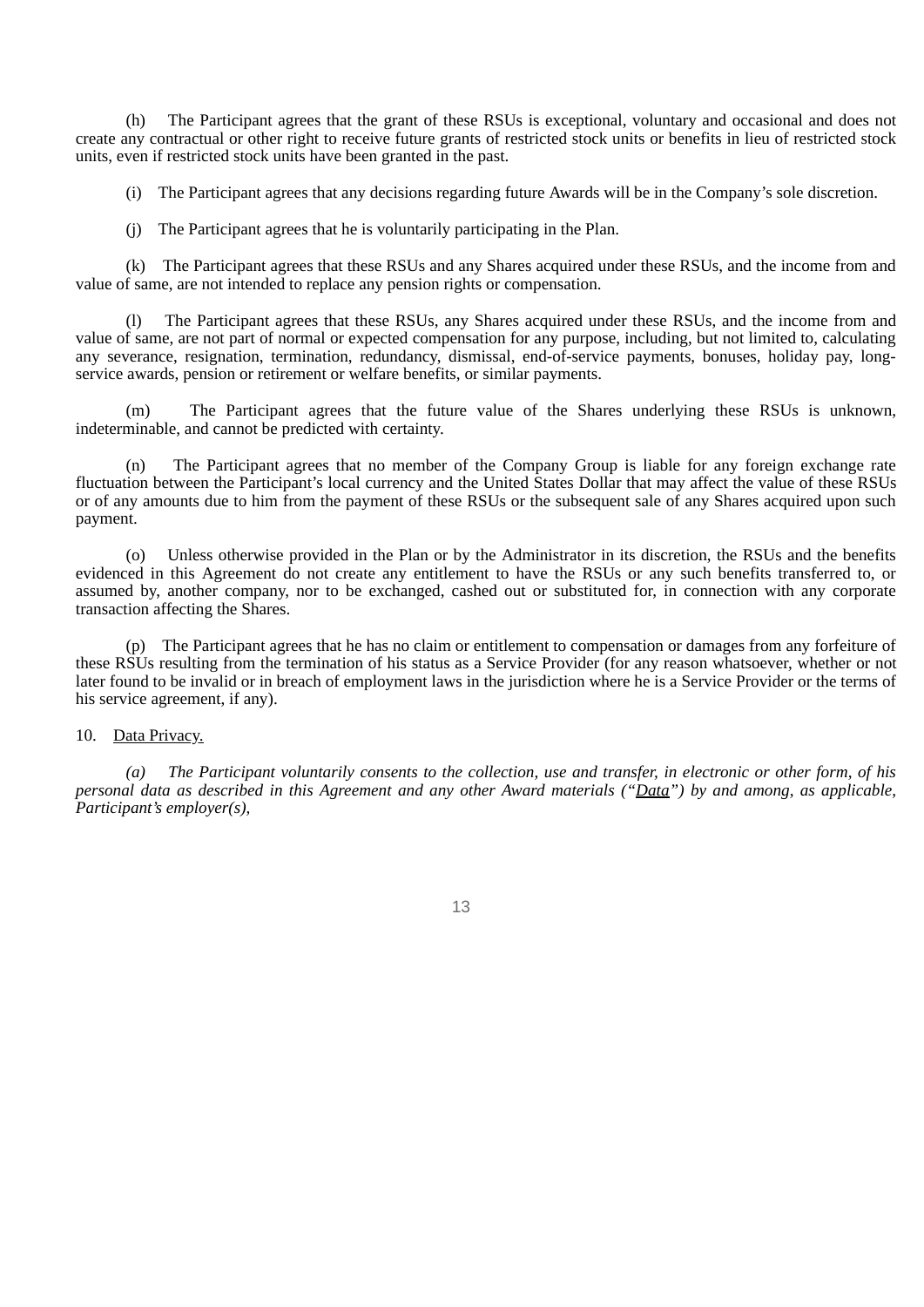(h) The Participant agrees that the grant of these RSUs is exceptional, voluntary and occasional and does not create any contractual or other right to receive future grants of restricted stock units or benefits in lieu of restricted stock units, even if restricted stock units have been granted in the past.

(i) The Participant agrees that any decisions regarding future Awards will be in the Company's sole discretion.

(j) The Participant agrees that he is voluntarily participating in the Plan.

(k) The Participant agrees that these RSUs and any Shares acquired under these RSUs, and the income from and value of same, are not intended to replace any pension rights or compensation.

(l) The Participant agrees that these RSUs, any Shares acquired under these RSUs, and the income from and value of same, are not part of normal or expected compensation for any purpose, including, but not limited to, calculating any severance, resignation, termination, redundancy, dismissal, end-of-service payments, bonuses, holiday pay, long-service awards, pension or retirement or welfare benefits, or similar payments.

(m) The Participant agrees that the future value of the Shares underlying these RSUs is unknown, indeterminable, and cannot be predicted with certainty.

(n) The Participant agrees that no member of the Company Group is liable for any foreign exchange rate fluctuation between the Participant's local currency and the United States Dollar that may affect the value of these RSUs or of any amounts due to him from the payment of these RSUs or the subsequent sale of any Shares acquired upon such payment.

(o) Unless otherwise provided in the Plan or by the Administrator in its discretion, the RSUs and the benefits evidenced in this Agreement do not create any entitlement to have the RSUs or any such benefits transferred to, or assumed by, another company, nor to be exchanged, cashed out or substituted for, in connection with any corporate transaction affecting the Shares.

(p) The Participant agrees that he has no claim or entitlement to compensation or damages from any forfeiture of these RSUs resulting from the termination of his status as a Service Provider (for any reason whatsoever, whether or not later found to be invalid or in breach of employment laws in the jurisdiction where he is a Service Provider or the terms of his service agreement, if any).

10. <u>Data Privacy.</u>

*(a) The Participant voluntarily consents to the collection, use and transfer, in electronic or other form, of his personal data as described in this Agreement and any other Award materials ("<u>Data</u>") by and among, as applicable, Participant's employer(s),*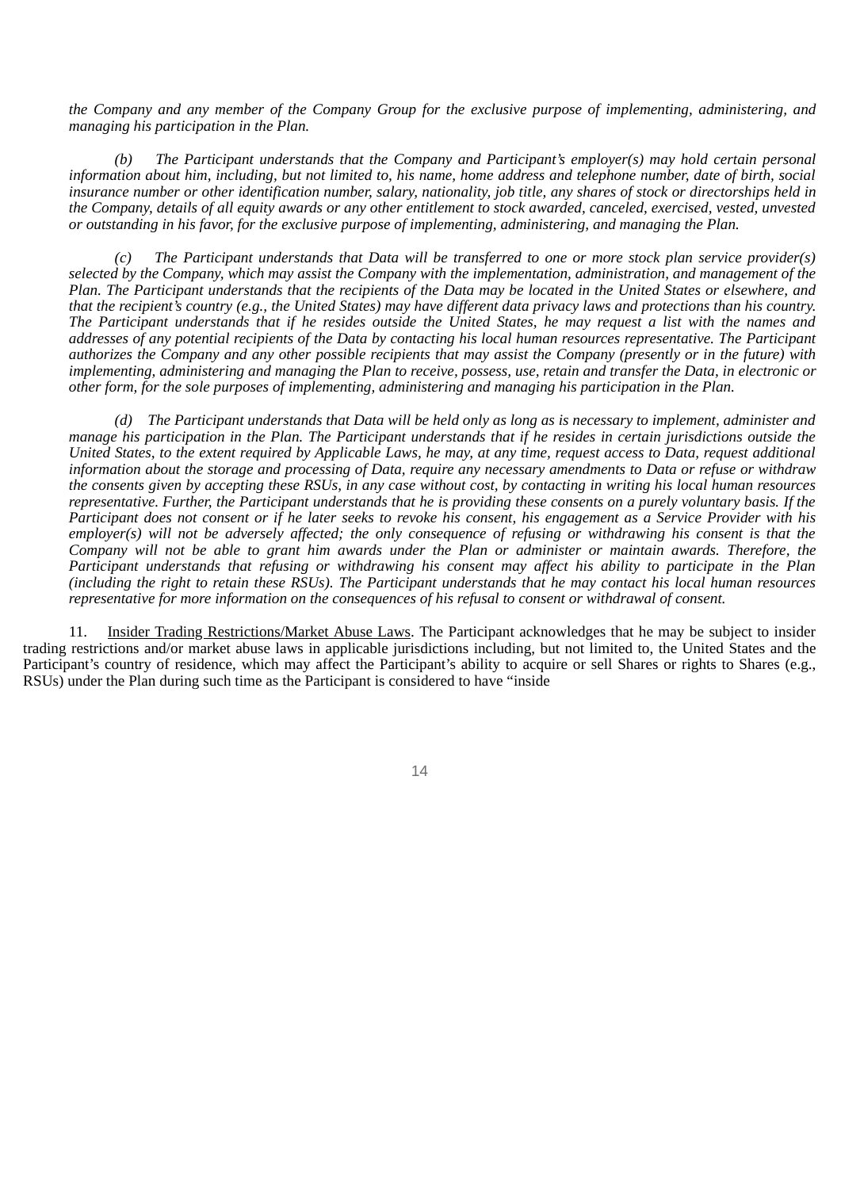*the Company and any member of the Company Group for the exclusive purpose of implementing, administering, and managing his participation in the Plan.*

*(b) The Participant understands that the Company and Participant's employer(s) may hold certain personal information about him, including, but not limited to, his name, home address and telephone number, date of birth, social insurance number or other identification number, salary, nationality, job title, any shares of stock or directorships held in the Company, details of all equity awards or any other entitlement to stock awarded, canceled, exercised, vested, unvested or outstanding in his favor, for the exclusive purpose of implementing, administering, and managing the Plan.*

*(c) The Participant understands that Data will be transferred to one or more stock plan service provider(s) selected by the Company, which may assist the Company with the implementation, administration, and management of the Plan. The Participant understands that the recipients of the Data may be located in the United States or elsewhere, and that the recipient's country (e.g., the United States) may have different data privacy laws and protections than his country. The Participant understands that if he resides outside the United States, he may request a list with the names and addresses of any potential recipients of the Data by contacting his local human resources representative. The Participant authorizes the Company and any other possible recipients that may assist the Company (presently or in the future) with implementing, administering and managing the Plan to receive, possess, use, retain and transfer the Data, in electronic or other form, for the sole purposes of implementing, administering and managing his participation in the Plan.*

*(d) The Participant understands that Data will be held only as long as is necessary to implement, administer and manage his participation in the Plan. The Participant understands that if he resides in certain jurisdictions outside the United States, to the extent required by Applicable Laws, he may, at any time, request access to Data, request additional information about the storage and processing of Data, require any necessary amendments to Data or refuse or withdraw the consents given by accepting these RSUs, in any case without cost, by contacting in writing his local human resources representative. Further, the Participant understands that he is providing these consents on a purely voluntary basis. If the Participant does not consent or if he later seeks to revoke his consent, his engagement as a Service Provider with his employer(s) will not be adversely affected; the only consequence of refusing or withdrawing his consent is that the Company will not be able to grant him awards under the Plan or administer or maintain awards. Therefore, the Participant understands that refusing or withdrawing his consent may affect his ability to participate in the Plan (including the right to retain these RSUs). The Participant understands that he may contact his local human resources representative for more information on the consequences of his refusal to consent or withdrawal of consent.*

11. Insider Trading Restrictions/Market Abuse Laws. The Participant acknowledges that he may be subject to insider trading restrictions and/or market abuse laws in applicable jurisdictions including, but not limited to, the United States and the Participant's country of residence, which may affect the Participant's ability to acquire or sell Shares or rights to Shares (e.g., RSUs) under the Plan during such time as the Participant is considered to have "inside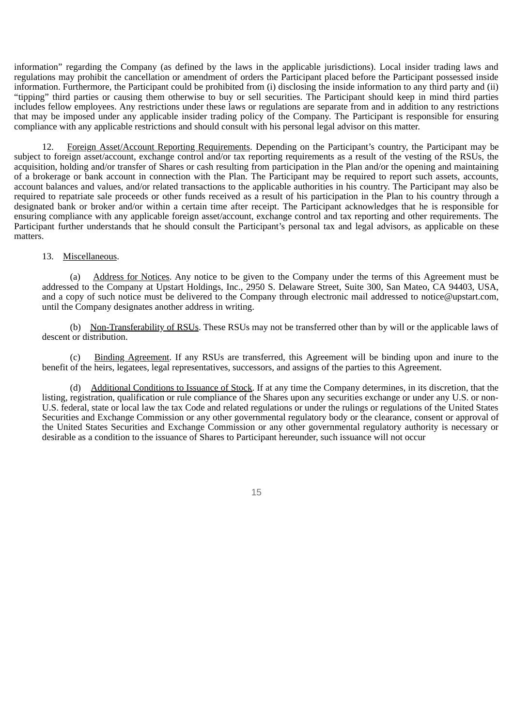information" regarding the Company (as defined by the laws in the applicable jurisdictions). Local insider trading laws and regulations may prohibit the cancellation or amendment of orders the Participant placed before the Participant possessed inside information. Furthermore, the Participant could be prohibited from (i) disclosing the inside information to any third party and (ii) "tipping" third parties or causing them otherwise to buy or sell securities. The Participant should keep in mind third parties includes fellow employees. Any restrictions under these laws or regulations are separate from and in addition to any restrictions that may be imposed under any applicable insider trading policy of the Company. The Participant is responsible for ensuring compliance with any applicable restrictions and should consult with his personal legal advisor on this matter.

12. Foreign Asset/Account Reporting Requirements. Depending on the Participant's country, the Participant may be subject to foreign asset/account, exchange control and/or tax reporting requirements as a result of the vesting of the RSUs, the acquisition, holding and/or transfer of Shares or cash resulting from participation in the Plan and/or the opening and maintaining of a brokerage or bank account in connection with the Plan. The Participant may be required to report such assets, accounts, account balances and values, and/or related transactions to the applicable authorities in his country. The Participant may also be required to repatriate sale proceeds or other funds received as a result of his participation in the Plan to his country through a designated bank or broker and/or within a certain time after receipt. The Participant acknowledges that he is responsible for ensuring compliance with any applicable foreign asset/account, exchange control and tax reporting and other requirements. The Participant further understands that he should consult the Participant's personal tax and legal advisors, as applicable on these matters.

13. Miscellaneous.

(a) Address for Notices. Any notice to be given to the Company under the terms of this Agreement must be addressed to the Company at Upstart Holdings, Inc., 2950 S. Delaware Street, Suite 300, San Mateo, CA 94403, USA, and a copy of such notice must be delivered to the Company through electronic mail addressed to notice@upstart.com, until the Company designates another address in writing.

(b) Non-Transferability of RSUs. These RSUs may not be transferred other than by will or the applicable laws of descent or distribution.

(c) Binding Agreement. If any RSUs are transferred, this Agreement will be binding upon and inure to the benefit of the heirs, legatees, legal representatives, successors, and assigns of the parties to this Agreement.

(d) Additional Conditions to Issuance of Stock. If at any time the Company determines, in its discretion, that the listing, registration, qualification or rule compliance of the Shares upon any securities exchange or under any U.S. or non-U.S. federal, state or local law the tax Code and related regulations or under the rulings or regulations of the United States Securities and Exchange Commission or any other governmental regulatory body or the clearance, consent or approval of the United States Securities and Exchange Commission or any other governmental regulatory authority is necessary or desirable as a condition to the issuance of Shares to Participant hereunder, such issuance will not occur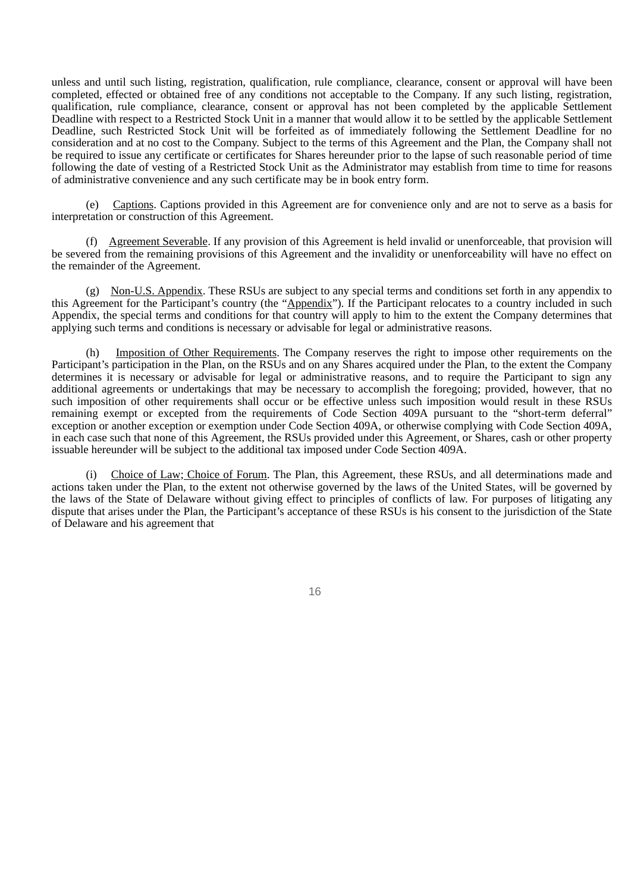unless and until such listing, registration, qualification, rule compliance, clearance, consent or approval will have been completed, effected or obtained free of any conditions not acceptable to the Company. If any such listing, registration, qualification, rule compliance, clearance, consent or approval has not been completed by the applicable Settlement Deadline with respect to a Restricted Stock Unit in a manner that would allow it to be settled by the applicable Settlement Deadline, such Restricted Stock Unit will be forfeited as of immediately following the Settlement Deadline for no consideration and at no cost to the Company. Subject to the terms of this Agreement and the Plan, the Company shall not be required to issue any certificate or certificates for Shares hereunder prior to the lapse of such reasonable period of time following the date of vesting of a Restricted Stock Unit as the Administrator may establish from time to time for reasons of administrative convenience and any such certificate may be in book entry form.

(e) Captions. Captions provided in this Agreement are for convenience only and are not to serve as a basis for interpretation or construction of this Agreement.

(f) Agreement Severable. If any provision of this Agreement is held invalid or unenforceable, that provision will be severed from the remaining provisions of this Agreement and the invalidity or unenforceability will have no effect on the remainder of the Agreement.

(g) Non-U.S. Appendix. These RSUs are subject to any special terms and conditions set forth in any appendix to this Agreement for the Participant's country (the "Appendix"). If the Participant relocates to a country included in such Appendix, the special terms and conditions for that country will apply to him to the extent the Company determines that applying such terms and conditions is necessary or advisable for legal or administrative reasons.

(h) Imposition of Other Requirements. The Company reserves the right to impose other requirements on the Participant's participation in the Plan, on the RSUs and on any Shares acquired under the Plan, to the extent the Company determines it is necessary or advisable for legal or administrative reasons, and to require the Participant to sign any additional agreements or undertakings that may be necessary to accomplish the foregoing; provided, however, that no such imposition of other requirements shall occur or be effective unless such imposition would result in these RSUs remaining exempt or excepted from the requirements of Code Section 409A pursuant to the "short-term deferral" exception or another exception or exemption under Code Section 409A, or otherwise complying with Code Section 409A, in each case such that none of this Agreement, the RSUs provided under this Agreement, or Shares, cash or other property issuable hereunder will be subject to the additional tax imposed under Code Section 409A.

(i) Choice of Law; Choice of Forum. The Plan, this Agreement, these RSUs, and all determinations made and actions taken under the Plan, to the extent not otherwise governed by the laws of the United States, will be governed by the laws of the State of Delaware without giving effect to principles of conflicts of law. For purposes of litigating any dispute that arises under the Plan, the Participant's acceptance of these RSUs is his consent to the jurisdiction of the State of Delaware and his agreement that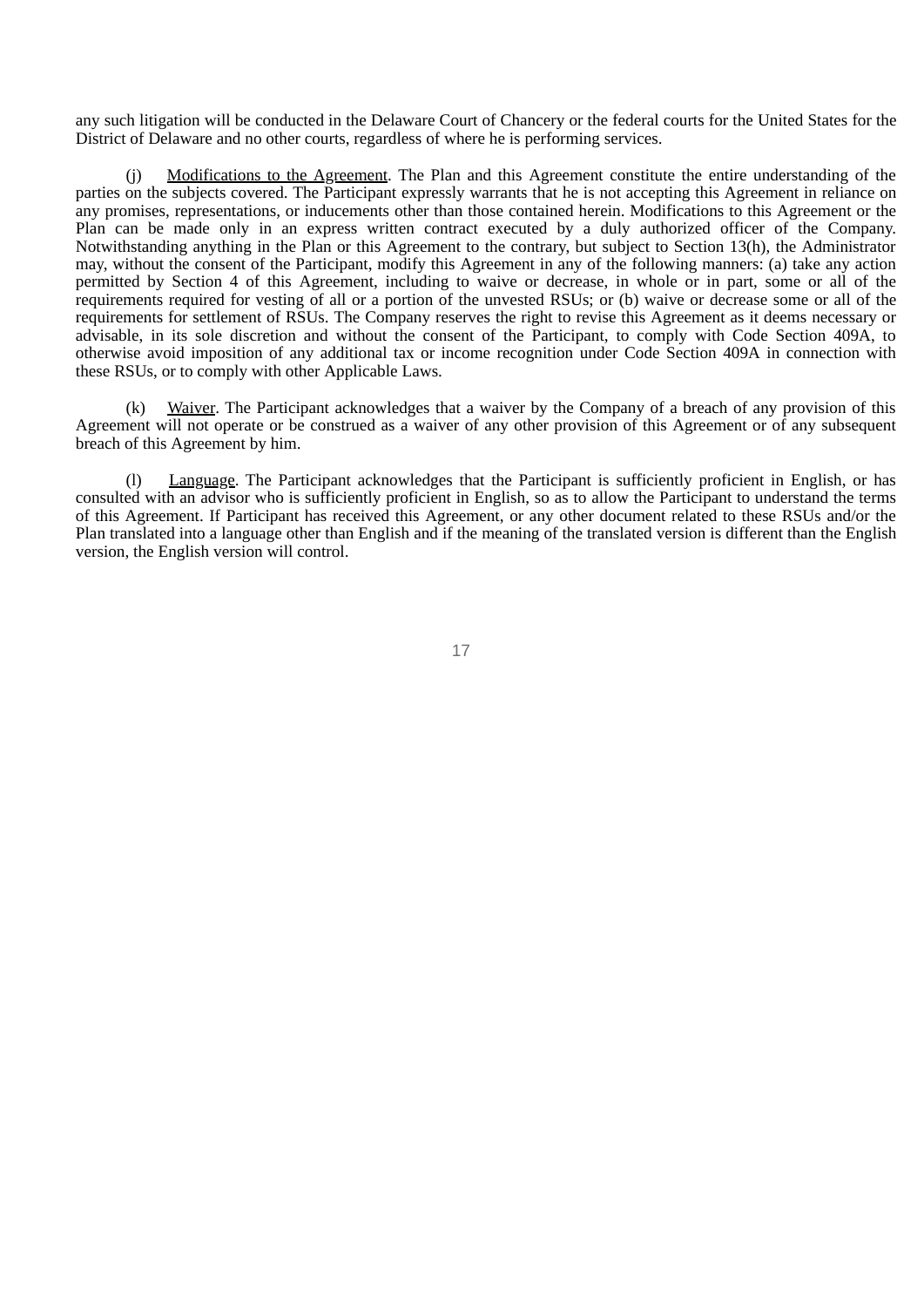any such litigation will be conducted in the Delaware Court of Chancery or the federal courts for the United States for the District of Delaware and no other courts, regardless of where he is performing services.

(j) Modifications to the Agreement. The Plan and this Agreement constitute the entire understanding of the parties on the subjects covered. The Participant expressly warrants that he is not accepting this Agreement in reliance on any promises, representations, or inducements other than those contained herein. Modifications to this Agreement or the Plan can be made only in an express written contract executed by a duly authorized officer of the Company. Notwithstanding anything in the Plan or this Agreement to the contrary, but subject to Section 13(h), the Administrator may, without the consent of the Participant, modify this Agreement in any of the following manners: (a) take any action permitted by Section 4 of this Agreement, including to waive or decrease, in whole or in part, some or all of the requirements required for vesting of all or a portion of the unvested RSUs; or (b) waive or decrease some or all of the requirements for settlement of RSUs. The Company reserves the right to revise this Agreement as it deems necessary or advisable, in its sole discretion and without the consent of the Participant, to comply with Code Section 409A, to otherwise avoid imposition of any additional tax or income recognition under Code Section 409A in connection with these RSUs, or to comply with other Applicable Laws.

(k) Waiver. The Participant acknowledges that a waiver by the Company of a breach of any provision of this Agreement will not operate or be construed as a waiver of any other provision of this Agreement or of any subsequent breach of this Agreement by him.

(l) Language. The Participant acknowledges that the Participant is sufficiently proficient in English, or has consulted with an advisor who is sufficiently proficient in English, so as to allow the Participant to understand the terms of this Agreement. If Participant has received this Agreement, or any other document related to these RSUs and/or the Plan translated into a language other than English and if the meaning of the translated version is different than the English version, the English version will control.